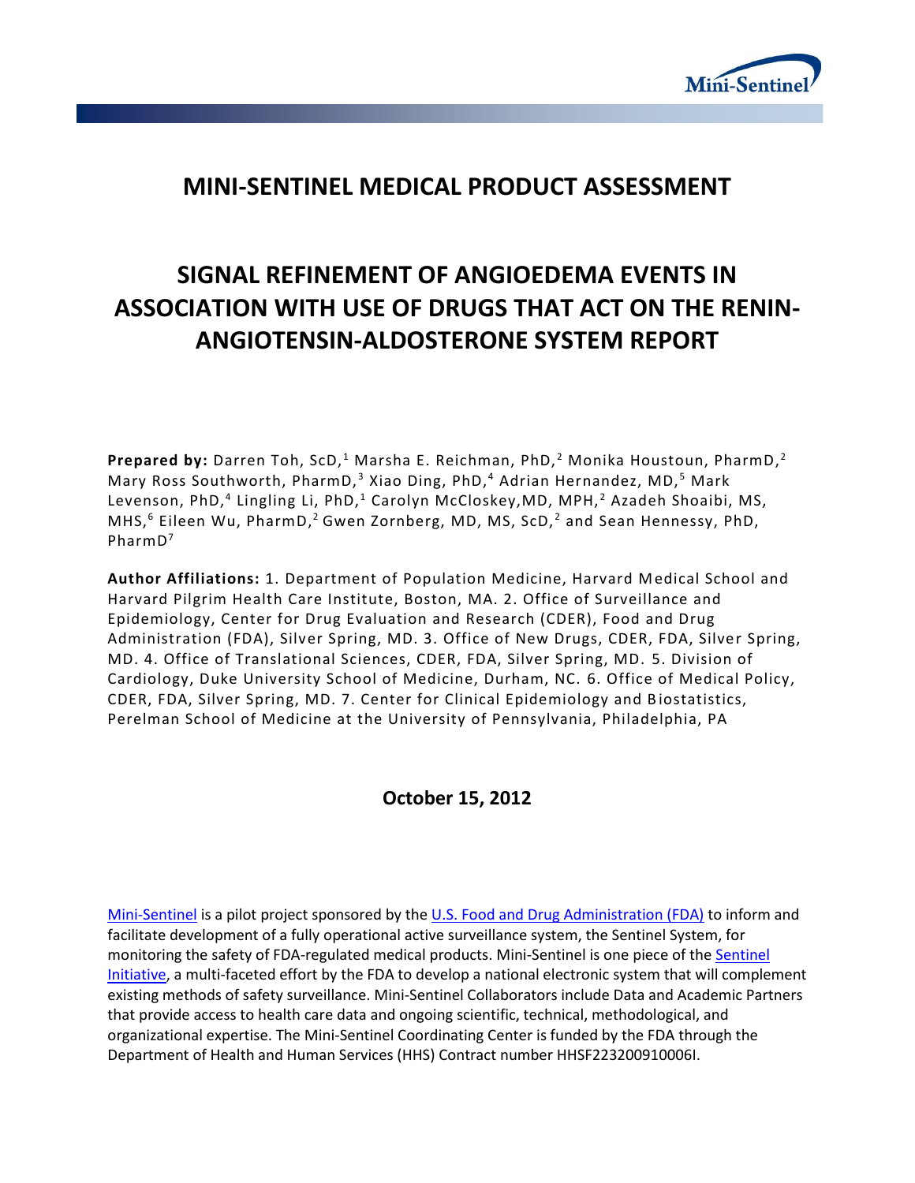# MINI-SENTINEL MEDICAL PRODUCT ASSESSMENT

# SIGNAL REFINEMENT OF ANGIOEDEMA EVENTS IN ASSOCIATION WITH USE OF DRUGS THAT ACT ON THE RENIN-ANGIOTENSIN-ALDOSTERONE SYSTEM REPORT

**Prepared by:** Darren Toh, ScD,[1] Marsha E. Reichman, PhD,[2] Monika Houstoun, PharmD,[2] Mary Ross Southworth, PharmD,[3] Xiao Ding, PhD,[4] Adrian Hernandez, MD,[5] Mark Levenson, PhD,[4] Lingling Li, PhD,[1] Carolyn McCloskey,MD, MPH,[2] Azadeh Shoaibi, MS, MHS,[6] Eileen Wu, PharmD,[2] Gwen Zornberg, MD, MS, ScD,[2] and Sean Hennessy, PhD, PharmD[7]

**Author Affiliations:** 1. Department of Population Medicine, Harvard Medical School and Harvard Pilgrim Health Care Institute, Boston, MA. 2. Office of Surveillance and Epidemiology, Center for Drug Evaluation and Research (CDER), Food and Drug Administration (FDA), Silver Spring, MD. 3. Office of New Drugs, CDER, FDA, Silver Spring, MD. 4. Office of Translational Sciences, CDER, FDA, Silver Spring, MD. 5. Division of Cardiology, Duke University School of Medicine, Durham, NC. 6. Office of Medical Policy, CDER, FDA, Silver Spring, MD. 7. Center for Clinical Epidemiology and Biostatistics, Perelman School of Medicine at the University of Pennsylvania, Philadelphia, PA

**October 15, 2012**

Mini-Sentinel is a pilot project sponsored by the U.S. Food and Drug Administration (FDA) to inform and facilitate development of a fully operational active surveillance system, the Sentinel System, for monitoring the safety of FDA-regulated medical products. Mini-Sentinel is one piece of the Sentinel Initiative, a multi-faceted effort by the FDA to develop a national electronic system that will complement existing methods of safety surveillance. Mini-Sentinel Collaborators include Data and Academic Partners that provide access to health care data and ongoing scientific, technical, methodological, and organizational expertise. The Mini-Sentinel Coordinating Center is funded by the FDA through the Department of Health and Human Services (HHS) Contract number HHSF223200910006I.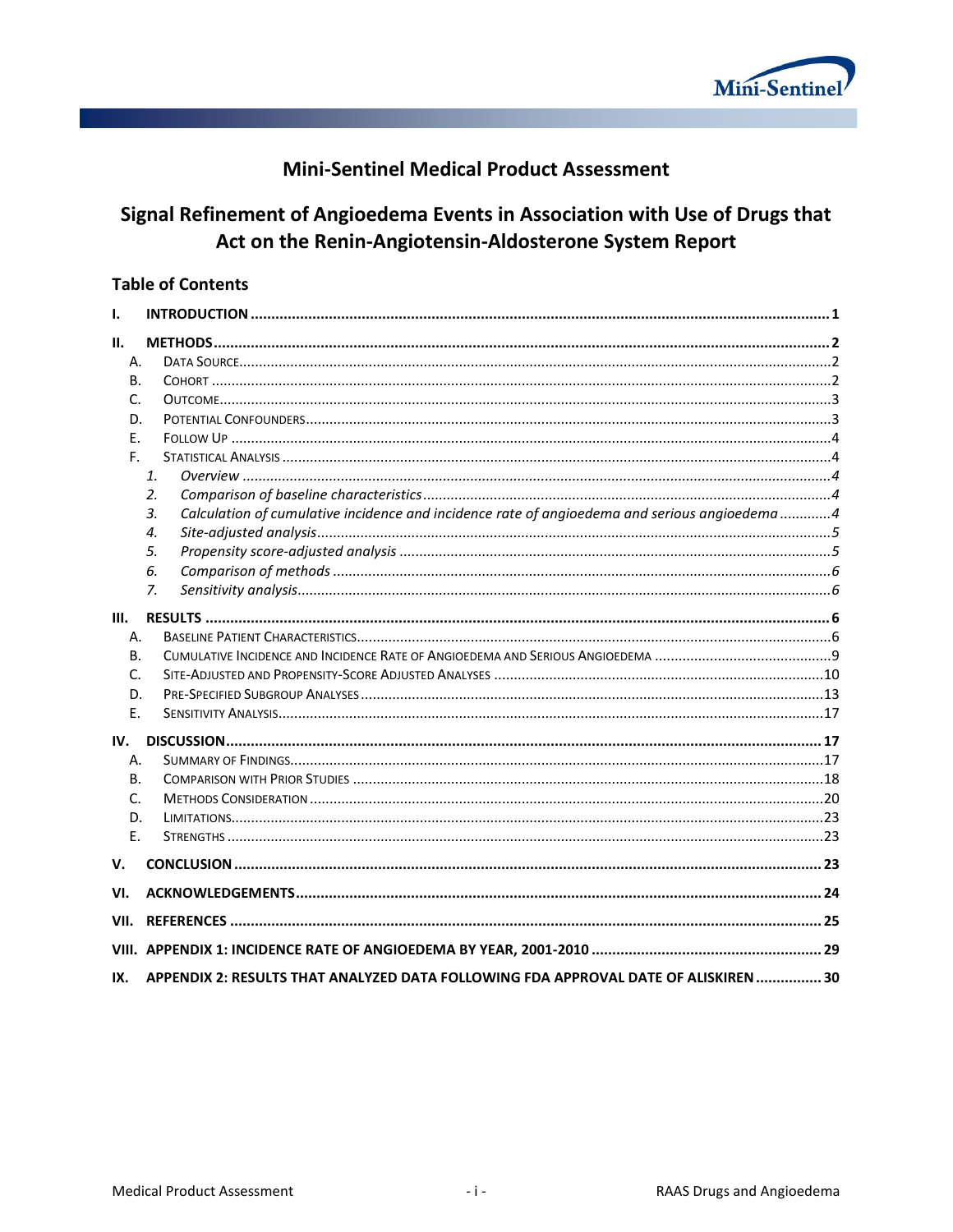# Mini-Sentinel Medical Product Assessment

## Signal Refinement of Angioedema Events in Association with Use of Drugs that Act on the Renin-Angiotensin-Aldosterone System Report

### Table of Contents

**I. INTRODUCTION** ........ **1**

**II. METHODS** ........ **2**

- A. DATA SOURCE ........ 2
- B. COHORT ........ 2
- C. OUTCOME ........ 3
- D. POTENTIAL CONFOUNDERS ........ 3
- E. FOLLOW UP ........ 4
- F. STATISTICAL ANALYSIS ........ 4
  1. *Overview* ........ *4*
  2. *Comparison of baseline characteristics* ........ *4*
  3. *Calculation of cumulative incidence and incidence rate of angioedema and serious angioedema* ........ *4*
  4. *Site-adjusted analysis* ........ *5*
  5. *Propensity score-adjusted analysis* ........ *5*
  6. *Comparison of methods* ........ *6*
  7. *Sensitivity analysis* ........ *6*

**III. RESULTS** ........ **6**

- A. BASELINE PATIENT CHARACTERISTICS ........ 6
- B. CUMULATIVE INCIDENCE AND INCIDENCE RATE OF ANGIOEDEMA AND SERIOUS ANGIOEDEMA ........ 9
- C. SITE-ADJUSTED AND PROPENSITY-SCORE ADJUSTED ANALYSES ........ 10
- D. PRE-SPECIFIED SUBGROUP ANALYSES ........ 13
- E. SENSITIVITY ANALYSIS ........ 17

**IV. DISCUSSION** ........ **17**

- A. SUMMARY OF FINDINGS ........ 17
- B. COMPARISON WITH PRIOR STUDIES ........ 18
- C. METHODS CONSIDERATION ........ 20
- D. LIMITATIONS ........ 23
- E. STRENGTHS ........ 23

**V. CONCLUSION** ........ **23**

**VI. ACKNOWLEDGEMENTS** ........ **24**

**VII. REFERENCES** ........ **25**

**VIII. APPENDIX 1: INCIDENCE RATE OF ANGIOEDEMA BY YEAR, 2001-2010** ........ **29**

**IX. APPENDIX 2: RESULTS THAT ANALYZED DATA FOLLOWING FDA APPROVAL DATE OF ALISKIREN** ........ **30**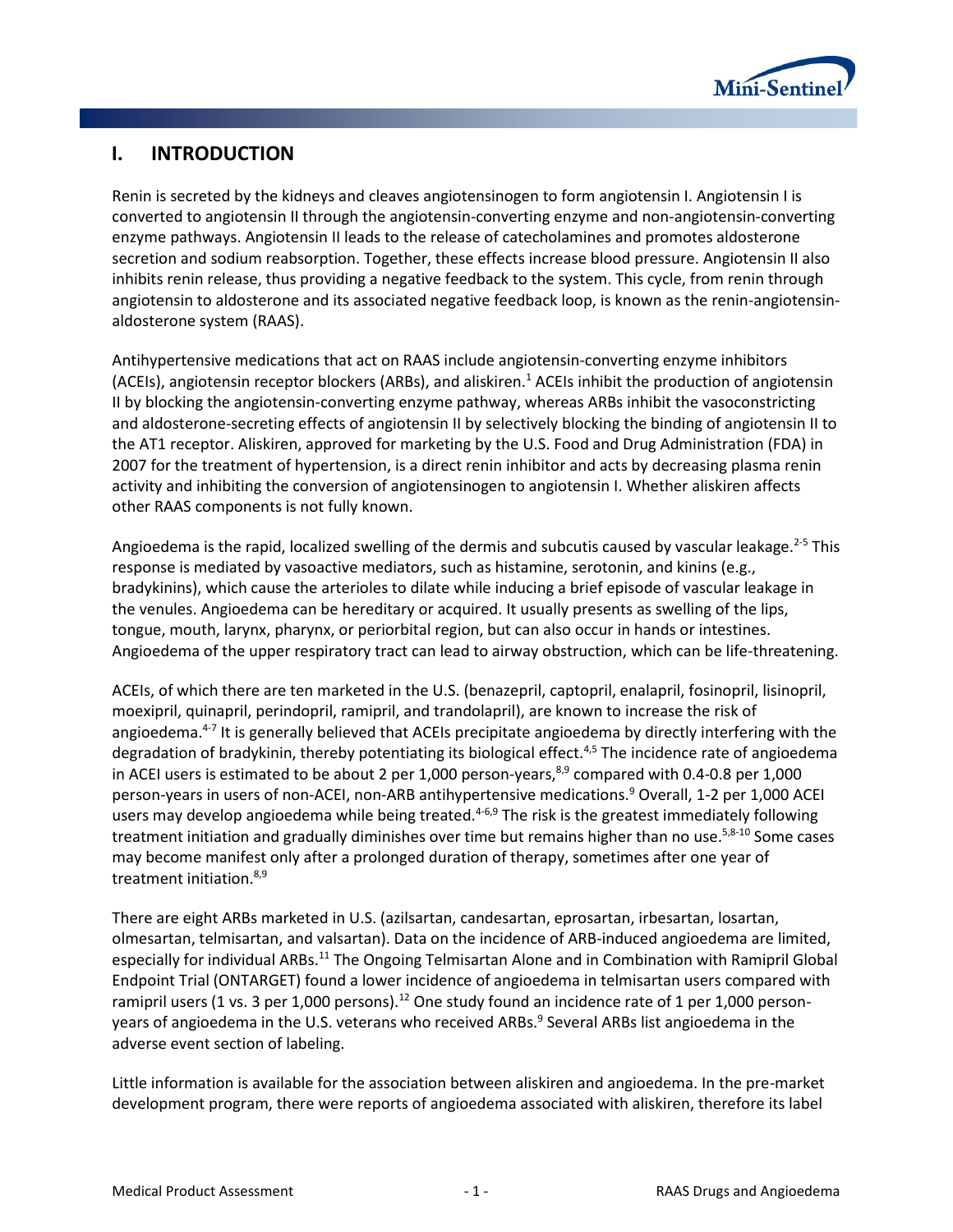## I. INTRODUCTION

Renin is secreted by the kidneys and cleaves angiotensinogen to form angiotensin I. Angiotensin I is converted to angiotensin II through the angiotensin-converting enzyme and non-angiotensin-converting enzyme pathways. Angiotensin II leads to the release of catecholamines and promotes aldosterone secretion and sodium reabsorption. Together, these effects increase blood pressure. Angiotensin II also inhibits renin release, thus providing a negative feedback to the system. This cycle, from renin through angiotensin to aldosterone and its associated negative feedback loop, is known as the renin-angiotensin-aldosterone system (RAAS).

Antihypertensive medications that act on RAAS include angiotensin-converting enzyme inhibitors (ACEIs), angiotensin receptor blockers (ARBs), and aliskiren.[1] ACEIs inhibit the production of angiotensin II by blocking the angiotensin-converting enzyme pathway, whereas ARBs inhibit the vasoconstricting and aldosterone-secreting effects of angiotensin II by selectively blocking the binding of angiotensin II to the AT1 receptor. Aliskiren, approved for marketing by the U.S. Food and Drug Administration (FDA) in 2007 for the treatment of hypertension, is a direct renin inhibitor and acts by decreasing plasma renin activity and inhibiting the conversion of angiotensinogen to angiotensin I. Whether aliskiren affects other RAAS components is not fully known.

Angioedema is the rapid, localized swelling of the dermis and subcutis caused by vascular leakage.[2-5] This response is mediated by vasoactive mediators, such as histamine, serotonin, and kinins (e.g., bradykinins), which cause the arterioles to dilate while inducing a brief episode of vascular leakage in the venules. Angioedema can be hereditary or acquired. It usually presents as swelling of the lips, tongue, mouth, larynx, pharynx, or periorbital region, but can also occur in hands or intestines. Angioedema of the upper respiratory tract can lead to airway obstruction, which can be life-threatening.

ACEIs, of which there are ten marketed in the U.S. (benazepril, captopril, enalapril, fosinopril, lisinopril, moexipril, quinapril, perindopril, ramipril, and trandolapril), are known to increase the risk of angioedema.[4-7] It is generally believed that ACEIs precipitate angioedema by directly interfering with the degradation of bradykinin, thereby potentiating its biological effect.[4,5] The incidence rate of angioedema in ACEI users is estimated to be about 2 per 1,000 person-years,[8,9] compared with 0.4-0.8 per 1,000 person-years in users of non-ACEI, non-ARB antihypertensive medications.[9] Overall, 1-2 per 1,000 ACEI users may develop angioedema while being treated.[4-6,9] The risk is the greatest immediately following treatment initiation and gradually diminishes over time but remains higher than no use.[5,8-10] Some cases may become manifest only after a prolonged duration of therapy, sometimes after one year of treatment initiation.[8,9]

There are eight ARBs marketed in U.S. (azilsartan, candesartan, eprosartan, irbesartan, losartan, olmesartan, telmisartan, and valsartan). Data on the incidence of ARB-induced angioedema are limited, especially for individual ARBs.[11] The Ongoing Telmisartan Alone and in Combination with Ramipril Global Endpoint Trial (ONTARGET) found a lower incidence of angioedema in telmisartan users compared with ramipril users (1 vs. 3 per 1,000 persons).[12] One study found an incidence rate of 1 per 1,000 person-years of angioedema in the U.S. veterans who received ARBs.[9] Several ARBs list angioedema in the adverse event section of labeling.

Little information is available for the association between aliskiren and angioedema. In the pre-market development program, there were reports of angioedema associated with aliskiren, therefore its label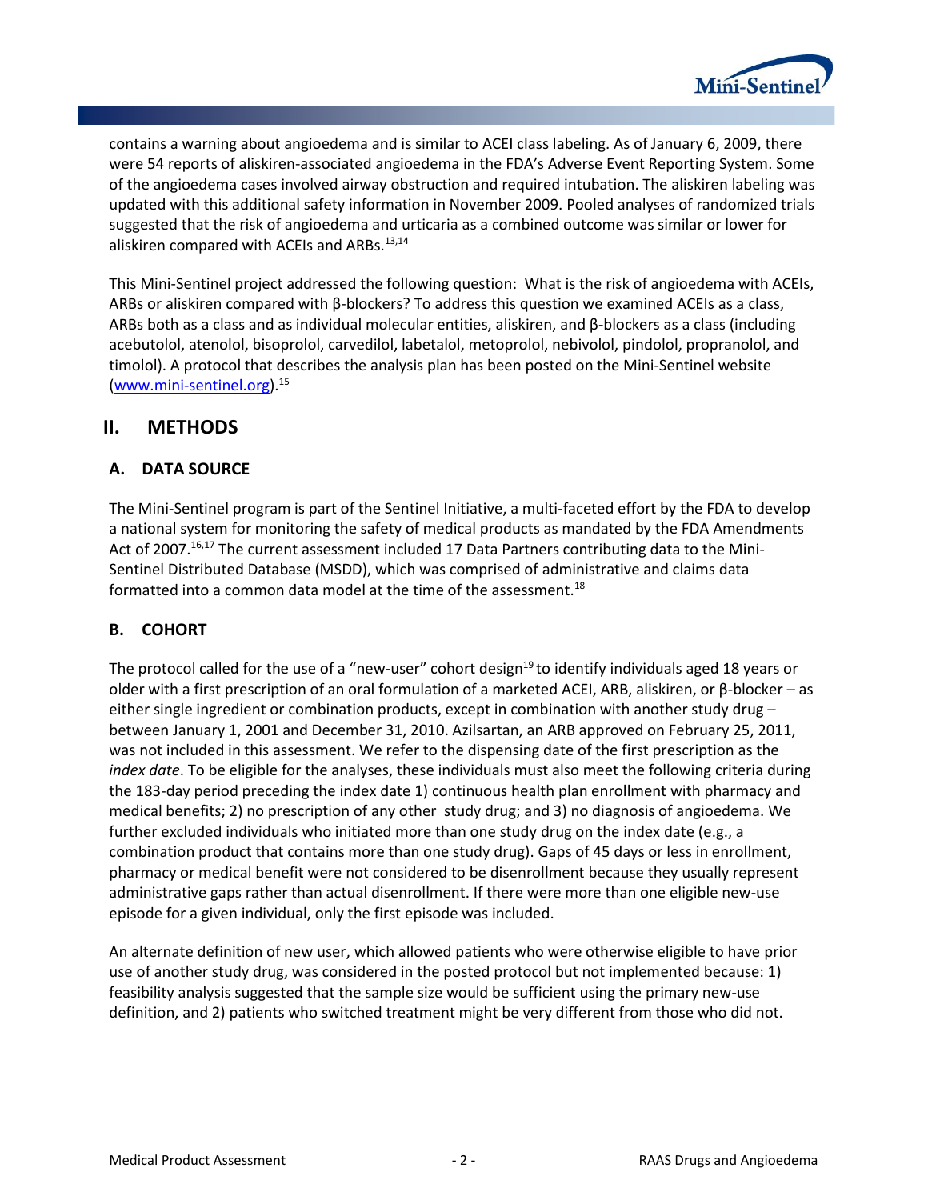contains a warning about angioedema and is similar to ACEI class labeling. As of January 6, 2009, there were 54 reports of aliskiren-associated angioedema in the FDA's Adverse Event Reporting System. Some of the angioedema cases involved airway obstruction and required intubation. The aliskiren labeling was updated with this additional safety information in November 2009. Pooled analyses of randomized trials suggested that the risk of angioedema and urticaria as a combined outcome was similar or lower for aliskiren compared with ACEIs and ARBs.[13,14]

This Mini-Sentinel project addressed the following question: What is the risk of angioedema with ACEIs, ARBs or aliskiren compared with β-blockers? To address this question we examined ACEIs as a class, ARBs both as a class and as individual molecular entities, aliskiren, and β-blockers as a class (including acebutolol, atenolol, bisoprolol, carvedilol, labetalol, metoprolol, nebivolol, pindolol, propranolol, and timolol). A protocol that describes the analysis plan has been posted on the Mini-Sentinel website (www.mini-sentinel.org).[15]

## II. METHODS

### A. DATA SOURCE

The Mini-Sentinel program is part of the Sentinel Initiative, a multi-faceted effort by the FDA to develop a national system for monitoring the safety of medical products as mandated by the FDA Amendments Act of 2007.[16,17] The current assessment included 17 Data Partners contributing data to the Mini-Sentinel Distributed Database (MSDD), which was comprised of administrative and claims data formatted into a common data model at the time of the assessment.[18]

### B. COHORT

The protocol called for the use of a "new-user" cohort design[19] to identify individuals aged 18 years or older with a first prescription of an oral formulation of a marketed ACEI, ARB, aliskiren, or β-blocker – as either single ingredient or combination products, except in combination with another study drug – between January 1, 2001 and December 31, 2010. Azilsartan, an ARB approved on February 25, 2011, was not included in this assessment. We refer to the dispensing date of the first prescription as the *index date*. To be eligible for the analyses, these individuals must also meet the following criteria during the 183-day period preceding the index date 1) continuous health plan enrollment with pharmacy and medical benefits; 2) no prescription of any other study drug; and 3) no diagnosis of angioedema. We further excluded individuals who initiated more than one study drug on the index date (e.g., a combination product that contains more than one study drug). Gaps of 45 days or less in enrollment, pharmacy or medical benefit were not considered to be disenrollment because they usually represent administrative gaps rather than actual disenrollment. If there were more than one eligible new-use episode for a given individual, only the first episode was included.

An alternate definition of new user, which allowed patients who were otherwise eligible to have prior use of another study drug, was considered in the posted protocol but not implemented because: 1) feasibility analysis suggested that the sample size would be sufficient using the primary new-use definition, and 2) patients who switched treatment might be very different from those who did not.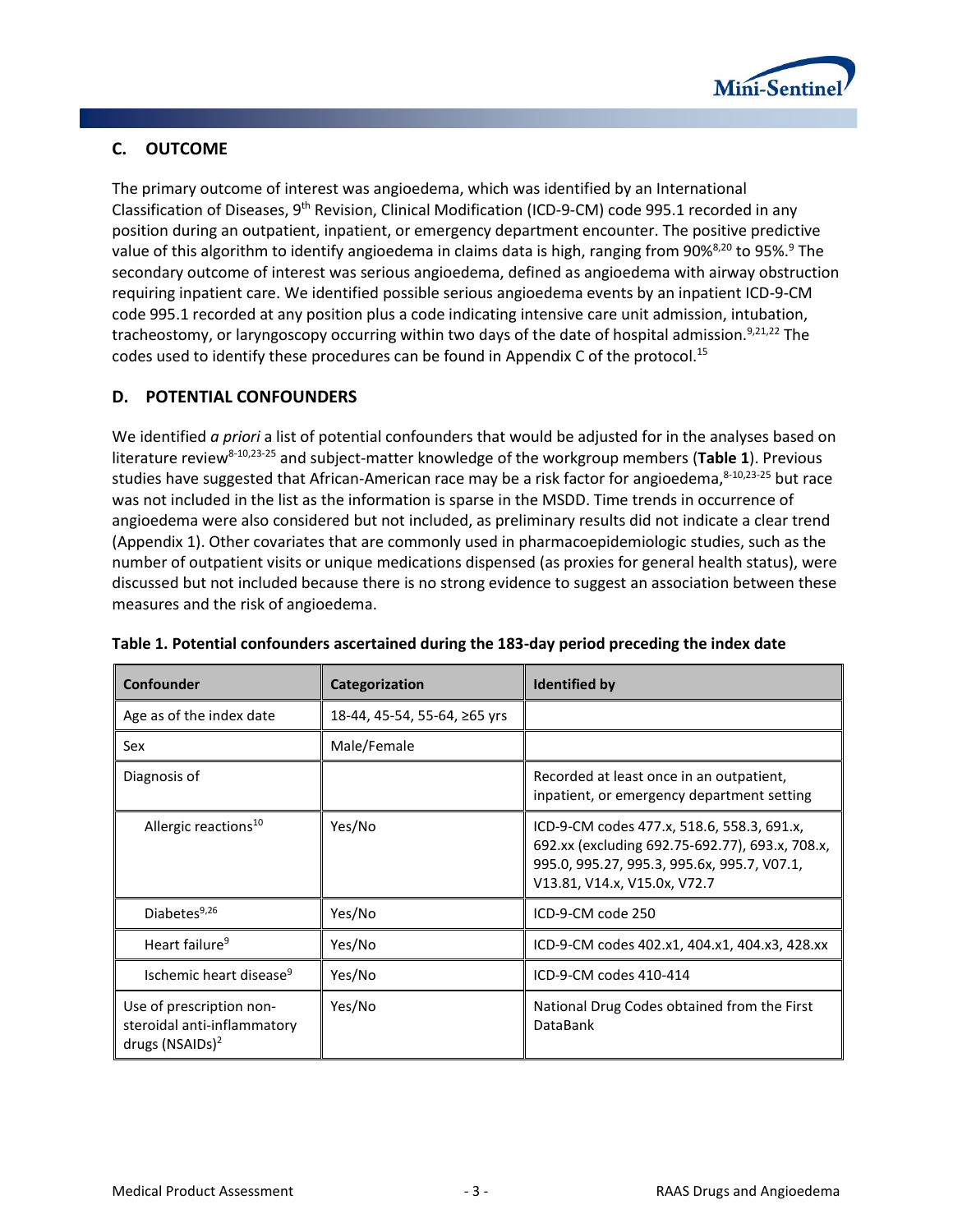## C. OUTCOME

The primary outcome of interest was angioedema, which was identified by an International Classification of Diseases, 9th Revision, Clinical Modification (ICD-9-CM) code 995.1 recorded in any position during an outpatient, inpatient, or emergency department encounter. The positive predictive value of this algorithm to identify angioedema in claims data is high, ranging from 90%[8,20] to 95%.[9] The secondary outcome of interest was serious angioedema, defined as angioedema with airway obstruction requiring inpatient care. We identified possible serious angioedema events by an inpatient ICD-9-CM code 995.1 recorded at any position plus a code indicating intensive care unit admission, intubation, tracheostomy, or laryngoscopy occurring within two days of the date of hospital admission.[9,21,22] The codes used to identify these procedures can be found in Appendix C of the protocol.[15]

## D. POTENTIAL CONFOUNDERS

We identified *a priori* a list of potential confounders that would be adjusted for in the analyses based on literature review[8-10,23-25] and subject-matter knowledge of the workgroup members (**Table 1**). Previous studies have suggested that African-American race may be a risk factor for angioedema,[8-10,23-25] but race was not included in the list as the information is sparse in the MSDD. Time trends in occurrence of angioedema were also considered but not included, as preliminary results did not indicate a clear trend (Appendix 1). Other covariates that are commonly used in pharmacoepidemiologic studies, such as the number of outpatient visits or unique medications dispensed (as proxies for general health status), were discussed but not included because there is no strong evidence to suggest an association between these measures and the risk of angioedema.

**Table 1. Potential confounders ascertained during the 183-day period preceding the index date**

| Confounder | Categorization | Identified by |
| --- | --- | --- |
| Age as of the index date | 18-44, 45-54, 55-64, ≥65 yrs | |
| Sex | Male/Female | |
| Diagnosis of | | Recorded at least once in an outpatient, inpatient, or emergency department setting |
| Allergic reactions[10] | Yes/No | ICD-9-CM codes 477.x, 518.6, 558.3, 691.x, 692.xx (excluding 692.75-692.77), 693.x, 708.x, 995.0, 995.27, 995.3, 995.6x, 995.7, V07.1, V13.81, V14.x, V15.0x, V72.7 |
| Diabetes[9,26] | Yes/No | ICD-9-CM code 250 |
| Heart failure[9] | Yes/No | ICD-9-CM codes 402.x1, 404.x1, 404.x3, 428.xx |
| Ischemic heart disease[9] | Yes/No | ICD-9-CM codes 410-414 |
| Use of prescription non-steroidal anti-inflammatory drugs (NSAIDs)[2] | Yes/No | National Drug Codes obtained from the First DataBank |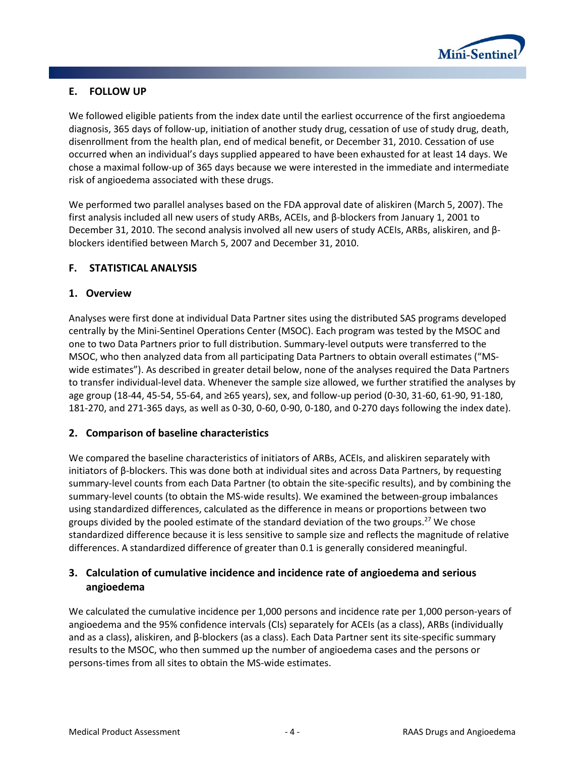## E. FOLLOW UP

We followed eligible patients from the index date until the earliest occurrence of the first angioedema diagnosis, 365 days of follow-up, initiation of another study drug, cessation of use of study drug, death, disenrollment from the health plan, end of medical benefit, or December 31, 2010. Cessation of use occurred when an individual's days supplied appeared to have been exhausted for at least 14 days. We chose a maximal follow-up of 365 days because we were interested in the immediate and intermediate risk of angioedema associated with these drugs.

We performed two parallel analyses based on the FDA approval date of aliskiren (March 5, 2007). The first analysis included all new users of study ARBs, ACEIs, and β-blockers from January 1, 2001 to December 31, 2010. The second analysis involved all new users of study ACEIs, ARBs, aliskiren, and β-blockers identified between March 5, 2007 and December 31, 2010.

## F. STATISTICAL ANALYSIS

### 1. Overview

Analyses were first done at individual Data Partner sites using the distributed SAS programs developed centrally by the Mini-Sentinel Operations Center (MSOC). Each program was tested by the MSOC and one to two Data Partners prior to full distribution. Summary-level outputs were transferred to the MSOC, who then analyzed data from all participating Data Partners to obtain overall estimates ("MS-wide estimates"). As described in greater detail below, none of the analyses required the Data Partners to transfer individual-level data. Whenever the sample size allowed, we further stratified the analyses by age group (18-44, 45-54, 55-64, and ≥65 years), sex, and follow-up period (0-30, 31-60, 61-90, 91-180, 181-270, and 271-365 days, as well as 0-30, 0-60, 0-90, 0-180, and 0-270 days following the index date).

### 2. Comparison of baseline characteristics

We compared the baseline characteristics of initiators of ARBs, ACEIs, and aliskiren separately with initiators of β-blockers. This was done both at individual sites and across Data Partners, by requesting summary-level counts from each Data Partner (to obtain the site-specific results), and by combining the summary-level counts (to obtain the MS-wide results). We examined the between-group imbalances using standardized differences, calculated as the difference in means or proportions between two groups divided by the pooled estimate of the standard deviation of the two groups.[27] We chose standardized difference because it is less sensitive to sample size and reflects the magnitude of relative differences. A standardized difference of greater than 0.1 is generally considered meaningful.

### 3. Calculation of cumulative incidence and incidence rate of angioedema and serious angioedema

We calculated the cumulative incidence per 1,000 persons and incidence rate per 1,000 person-years of angioedema and the 95% confidence intervals (CIs) separately for ACEIs (as a class), ARBs (individually and as a class), aliskiren, and β-blockers (as a class). Each Data Partner sent its site-specific summary results to the MSOC, who then summed up the number of angioedema cases and the persons or persons-times from all sites to obtain the MS-wide estimates.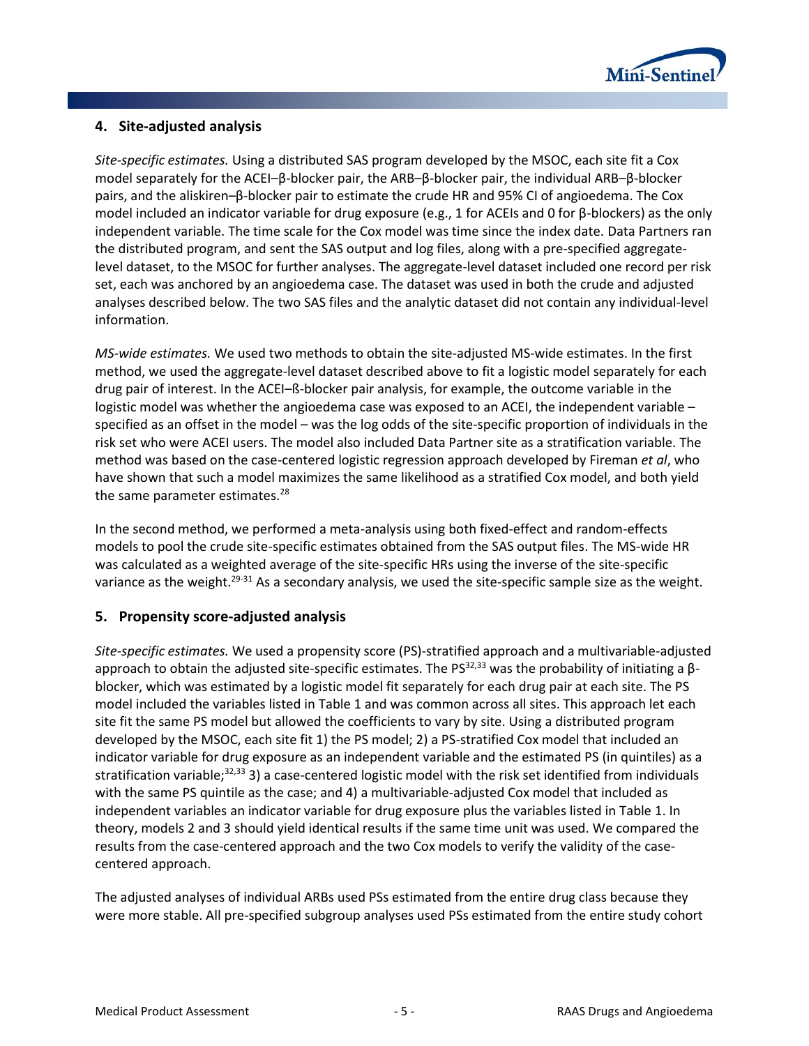## 4. Site-adjusted analysis

*Site-specific estimates.* Using a distributed SAS program developed by the MSOC, each site fit a Cox model separately for the ACEI–β-blocker pair, the ARB–β-blocker pair, the individual ARB–β-blocker pairs, and the aliskiren–β-blocker pair to estimate the crude HR and 95% CI of angioedema. The Cox model included an indicator variable for drug exposure (e.g., 1 for ACEIs and 0 for β-blockers) as the only independent variable. The time scale for the Cox model was time since the index date. Data Partners ran the distributed program, and sent the SAS output and log files, along with a pre-specified aggregate-level dataset, to the MSOC for further analyses. The aggregate-level dataset included one record per risk set, each was anchored by an angioedema case. The dataset was used in both the crude and adjusted analyses described below. The two SAS files and the analytic dataset did not contain any individual-level information.

*MS-wide estimates.* We used two methods to obtain the site-adjusted MS-wide estimates. In the first method, we used the aggregate-level dataset described above to fit a logistic model separately for each drug pair of interest. In the ACEI–ß-blocker pair analysis, for example, the outcome variable in the logistic model was whether the angioedema case was exposed to an ACEI, the independent variable – specified as an offset in the model – was the log odds of the site-specific proportion of individuals in the risk set who were ACEI users. The model also included Data Partner site as a stratification variable. The method was based on the case-centered logistic regression approach developed by Fireman *et al*, who have shown that such a model maximizes the same likelihood as a stratified Cox model, and both yield the same parameter estimates.[28]

In the second method, we performed a meta-analysis using both fixed-effect and random-effects models to pool the crude site-specific estimates obtained from the SAS output files. The MS-wide HR was calculated as a weighted average of the site-specific HRs using the inverse of the site-specific variance as the weight.[29-31] As a secondary analysis, we used the site-specific sample size as the weight.

## 5. Propensity score-adjusted analysis

*Site-specific estimates.* We used a propensity score (PS)-stratified approach and a multivariable-adjusted approach to obtain the adjusted site-specific estimates. The PS[32,33] was the probability of initiating a β-blocker, which was estimated by a logistic model fit separately for each drug pair at each site. The PS model included the variables listed in Table 1 and was common across all sites. This approach let each site fit the same PS model but allowed the coefficients to vary by site. Using a distributed program developed by the MSOC, each site fit 1) the PS model; 2) a PS-stratified Cox model that included an indicator variable for drug exposure as an independent variable and the estimated PS (in quintiles) as a stratification variable;[32,33] 3) a case-centered logistic model with the risk set identified from individuals with the same PS quintile as the case; and 4) a multivariable-adjusted Cox model that included as independent variables an indicator variable for drug exposure plus the variables listed in Table 1. In theory, models 2 and 3 should yield identical results if the same time unit was used. We compared the results from the case-centered approach and the two Cox models to verify the validity of the case-centered approach.

The adjusted analyses of individual ARBs used PSs estimated from the entire drug class because they were more stable. All pre-specified subgroup analyses used PSs estimated from the entire study cohort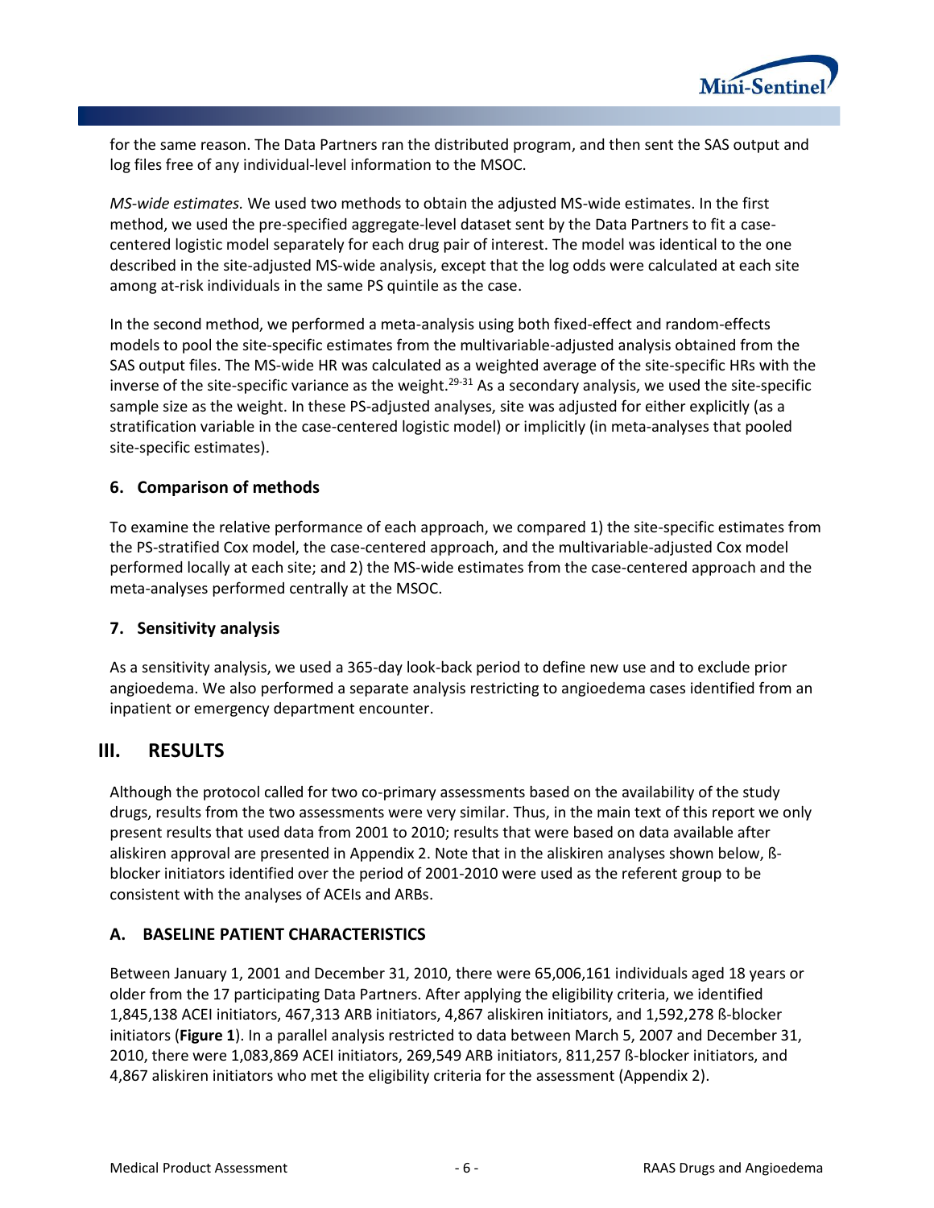for the same reason. The Data Partners ran the distributed program, and then sent the SAS output and log files free of any individual-level information to the MSOC.

*MS-wide estimates.* We used two methods to obtain the adjusted MS-wide estimates. In the first method, we used the pre-specified aggregate-level dataset sent by the Data Partners to fit a case-centered logistic model separately for each drug pair of interest. The model was identical to the one described in the site-adjusted MS-wide analysis, except that the log odds were calculated at each site among at-risk individuals in the same PS quintile as the case.

In the second method, we performed a meta-analysis using both fixed-effect and random-effects models to pool the site-specific estimates from the multivariable-adjusted analysis obtained from the SAS output files. The MS-wide HR was calculated as a weighted average of the site-specific HRs with the inverse of the site-specific variance as the weight.[29-31] As a secondary analysis, we used the site-specific sample size as the weight. In these PS-adjusted analyses, site was adjusted for either explicitly (as a stratification variable in the case-centered logistic model) or implicitly (in meta-analyses that pooled site-specific estimates).

### 6. Comparison of methods

To examine the relative performance of each approach, we compared 1) the site-specific estimates from the PS-stratified Cox model, the case-centered approach, and the multivariable-adjusted Cox model performed locally at each site; and 2) the MS-wide estimates from the case-centered approach and the meta-analyses performed centrally at the MSOC.

### 7. Sensitivity analysis

As a sensitivity analysis, we used a 365-day look-back period to define new use and to exclude prior angioedema. We also performed a separate analysis restricting to angioedema cases identified from an inpatient or emergency department encounter.

## III. RESULTS

Although the protocol called for two co-primary assessments based on the availability of the study drugs, results from the two assessments were very similar. Thus, in the main text of this report we only present results that used data from 2001 to 2010; results that were based on data available after aliskiren approval are presented in Appendix 2. Note that in the aliskiren analyses shown below, ß-blocker initiators identified over the period of 2001-2010 were used as the referent group to be consistent with the analyses of ACEIs and ARBs.

### A. BASELINE PATIENT CHARACTERISTICS

Between January 1, 2001 and December 31, 2010, there were 65,006,161 individuals aged 18 years or older from the 17 participating Data Partners. After applying the eligibility criteria, we identified 1,845,138 ACEI initiators, 467,313 ARB initiators, 4,867 aliskiren initiators, and 1,592,278 ß-blocker initiators (**Figure 1**). In a parallel analysis restricted to data between March 5, 2007 and December 31, 2010, there were 1,083,869 ACEI initiators, 269,549 ARB initiators, 811,257 ß-blocker initiators, and 4,867 aliskiren initiators who met the eligibility criteria for the assessment (Appendix 2).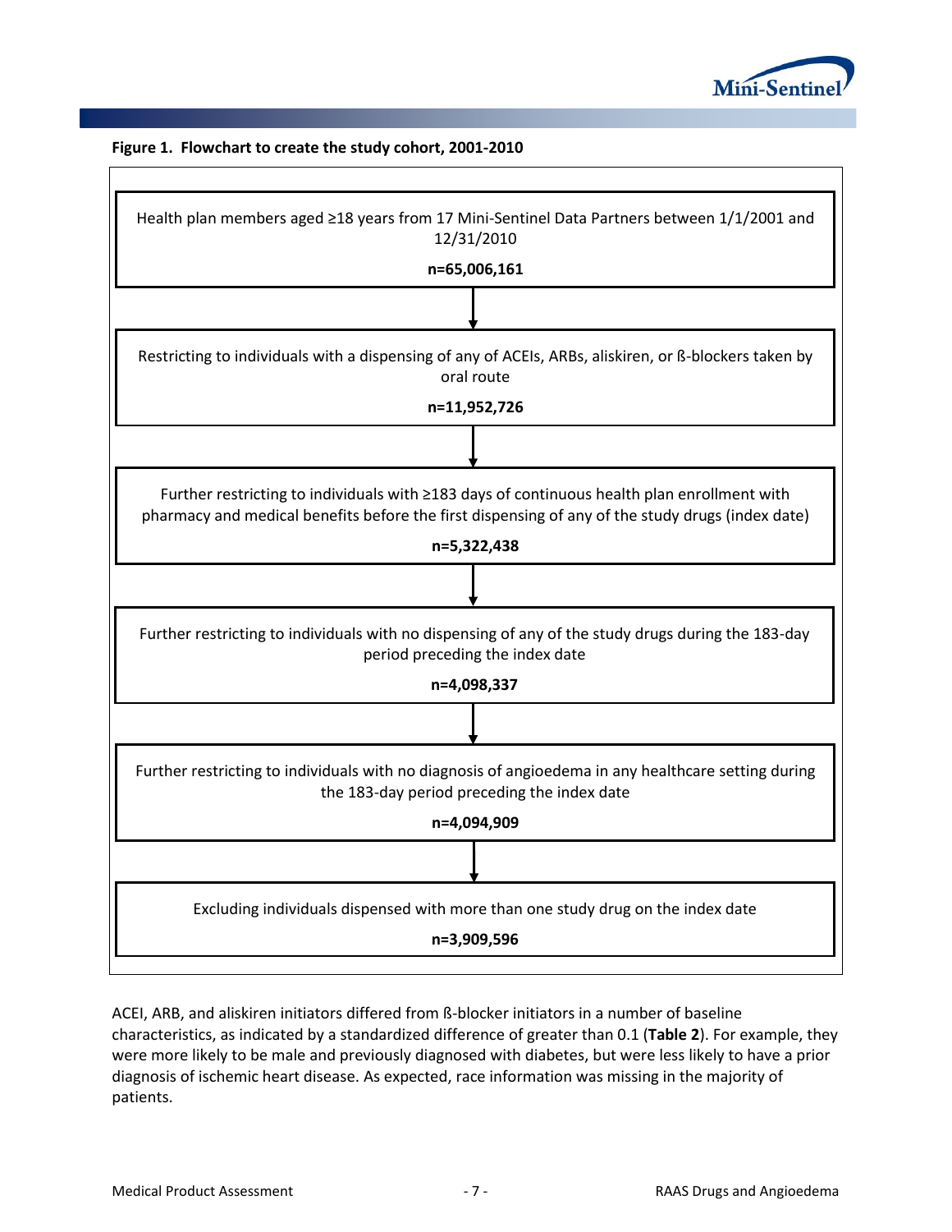**Figure 1. Flowchart to create the study cohort, 2001-2010**

Health plan members aged ≥18 years from 17 Mini-Sentinel Data Partners between 1/1/2001 and 12/31/2010

**n=65,006,161**

↓

Restricting to individuals with a dispensing of any of ACEIs, ARBs, aliskiren, or ß-blockers taken by oral route

**n=11,952,726**

↓

Further restricting to individuals with ≥183 days of continuous health plan enrollment with pharmacy and medical benefits before the first dispensing of any of the study drugs (index date)

**n=5,322,438**

↓

Further restricting to individuals with no dispensing of any of the study drugs during the 183-day period preceding the index date

**n=4,098,337**

↓

Further restricting to individuals with no diagnosis of angioedema in any healthcare setting during the 183-day period preceding the index date

**n=4,094,909**

↓

Excluding individuals dispensed with more than one study drug on the index date

**n=3,909,596**

ACEI, ARB, and aliskiren initiators differed from ß-blocker initiators in a number of baseline characteristics, as indicated by a standardized difference of greater than 0.1 (**Table 2**). For example, they were more likely to be male and previously diagnosed with diabetes, but were less likely to have a prior diagnosis of ischemic heart disease. As expected, race information was missing in the majority of patients.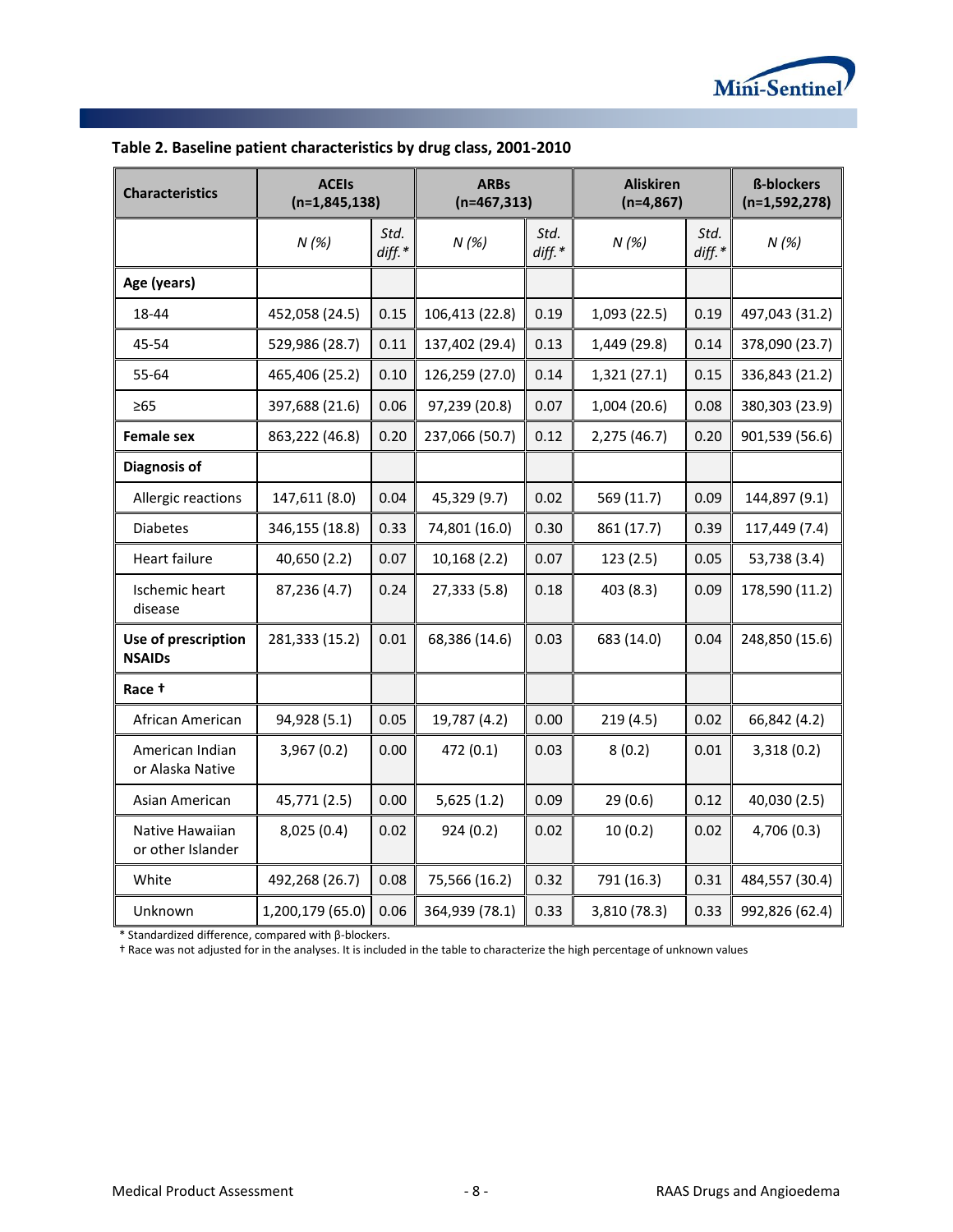**Table 2. Baseline patient characteristics by drug class, 2001-2010**

| Characteristics | ACEIs (n=1,845,138) | | ARBs (n=467,313) | | Aliskiren (n=4,867) | | ß-blockers (n=1,592,278) |
|---|---|---|---|---|---|---|---|
| | *N (%)* | *Std. diff.** | *N (%)* | *Std. diff.** | *N (%)* | *Std. diff.** | *N (%)* |
| **Age (years)** | | | | | | | |
| 18-44 | 452,058 (24.5) | 0.15 | 106,413 (22.8) | 0.19 | 1,093 (22.5) | 0.19 | 497,043 (31.2) |
| 45-54 | 529,986 (28.7) | 0.11 | 137,402 (29.4) | 0.13 | 1,449 (29.8) | 0.14 | 378,090 (23.7) |
| 55-64 | 465,406 (25.2) | 0.10 | 126,259 (27.0) | 0.14 | 1,321 (27.1) | 0.15 | 336,843 (21.2) |
| ≥65 | 397,688 (21.6) | 0.06 | 97,239 (20.8) | 0.07 | 1,004 (20.6) | 0.08 | 380,303 (23.9) |
| **Female sex** | 863,222 (46.8) | 0.20 | 237,066 (50.7) | 0.12 | 2,275 (46.7) | 0.20 | 901,539 (56.6) |
| **Diagnosis of** | | | | | | | |
| Allergic reactions | 147,611 (8.0) | 0.04 | 45,329 (9.7) | 0.02 | 569 (11.7) | 0.09 | 144,897 (9.1) |
| Diabetes | 346,155 (18.8) | 0.33 | 74,801 (16.0) | 0.30 | 861 (17.7) | 0.39 | 117,449 (7.4) |
| Heart failure | 40,650 (2.2) | 0.07 | 10,168 (2.2) | 0.07 | 123 (2.5) | 0.05 | 53,738 (3.4) |
| Ischemic heart disease | 87,236 (4.7) | 0.24 | 27,333 (5.8) | 0.18 | 403 (8.3) | 0.09 | 178,590 (11.2) |
| **Use of prescription NSAIDs** | 281,333 (15.2) | 0.01 | 68,386 (14.6) | 0.03 | 683 (14.0) | 0.04 | 248,850 (15.6) |
| **Race †** | | | | | | | |
| African American | 94,928 (5.1) | 0.05 | 19,787 (4.2) | 0.00 | 219 (4.5) | 0.02 | 66,842 (4.2) |
| American Indian or Alaska Native | 3,967 (0.2) | 0.00 | 472 (0.1) | 0.03 | 8 (0.2) | 0.01 | 3,318 (0.2) |
| Asian American | 45,771 (2.5) | 0.00 | 5,625 (1.2) | 0.09 | 29 (0.6) | 0.12 | 40,030 (2.5) |
| Native Hawaiian or other Islander | 8,025 (0.4) | 0.02 | 924 (0.2) | 0.02 | 10 (0.2) | 0.02 | 4,706 (0.3) |
| White | 492,268 (26.7) | 0.08 | 75,566 (16.2) | 0.32 | 791 (16.3) | 0.31 | 484,557 (30.4) |
| Unknown | 1,200,179 (65.0) | 0.06 | 364,939 (78.1) | 0.33 | 3,810 (78.3) | 0.33 | 992,826 (62.4) |

* Standardized difference, compared with β-blockers.
† Race was not adjusted for in the analyses. It is included in the table to characterize the high percentage of unknown values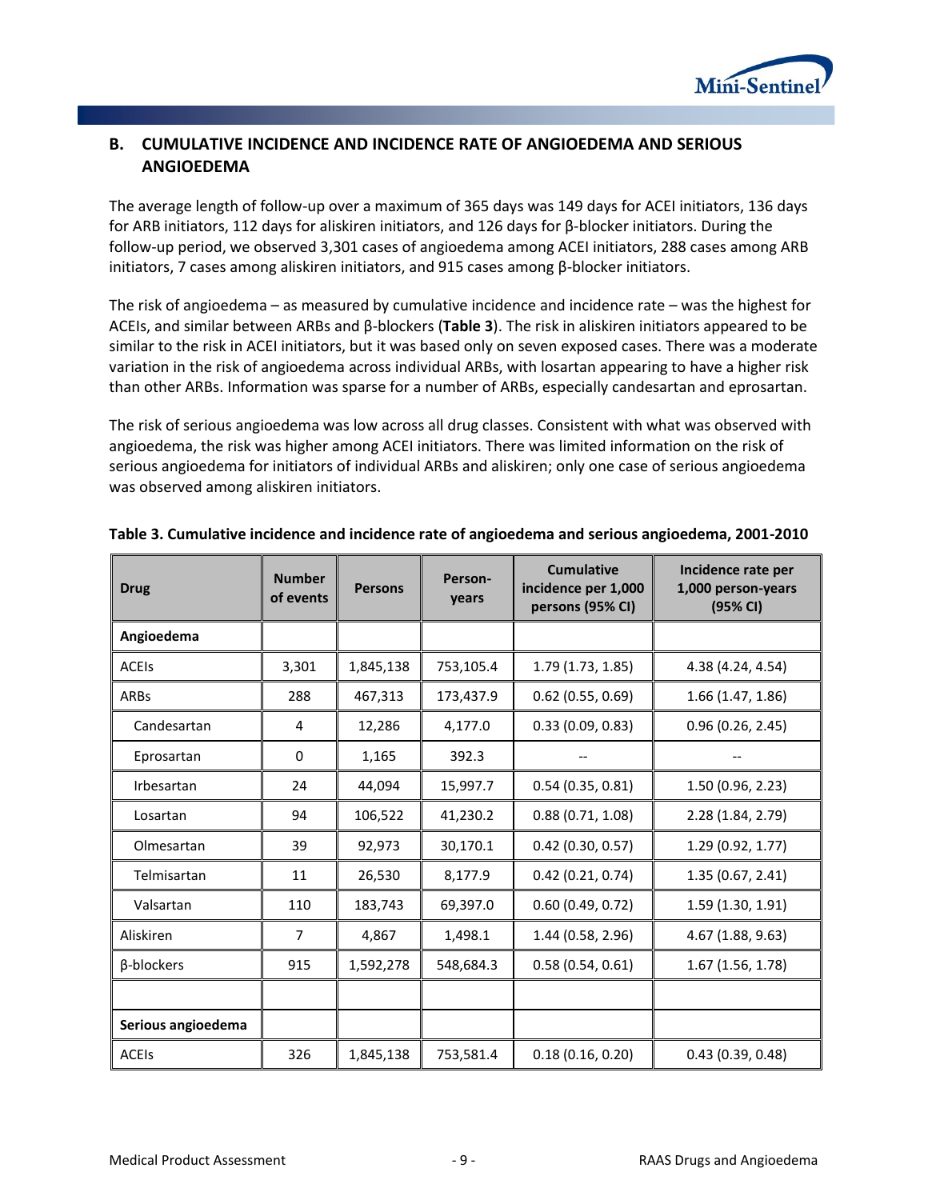## B. CUMULATIVE INCIDENCE AND INCIDENCE RATE OF ANGIOEDEMA AND SERIOUS ANGIOEDEMA

The average length of follow-up over a maximum of 365 days was 149 days for ACEI initiators, 136 days for ARB initiators, 112 days for aliskiren initiators, and 126 days for β-blocker initiators. During the follow-up period, we observed 3,301 cases of angioedema among ACEI initiators, 288 cases among ARB initiators, 7 cases among aliskiren initiators, and 915 cases among β-blocker initiators.

The risk of angioedema – as measured by cumulative incidence and incidence rate – was the highest for ACEIs, and similar between ARBs and β-blockers (**Table 3**). The risk in aliskiren initiators appeared to be similar to the risk in ACEI initiators, but it was based only on seven exposed cases. There was a moderate variation in the risk of angioedema across individual ARBs, with losartan appearing to have a higher risk than other ARBs. Information was sparse for a number of ARBs, especially candesartan and eprosartan.

The risk of serious angioedema was low across all drug classes. Consistent with what was observed with angioedema, the risk was higher among ACEI initiators. There was limited information on the risk of serious angioedema for initiators of individual ARBs and aliskiren; only one case of serious angioedema was observed among aliskiren initiators.

**Table 3. Cumulative incidence and incidence rate of angioedema and serious angioedema, 2001-2010**

| Drug | Number of events | Persons | Person-years | Cumulative incidence per 1,000 persons (95% CI) | Incidence rate per 1,000 person-years (95% CI) |
|---|---|---|---|---|---|
| **Angioedema** | | | | | |
| ACEIs | 3,301 | 1,845,138 | 753,105.4 | 1.79 (1.73, 1.85) | 4.38 (4.24, 4.54) |
| ARBs | 288 | 467,313 | 173,437.9 | 0.62 (0.55, 0.69) | 1.66 (1.47, 1.86) |
| Candesartan | 4 | 12,286 | 4,177.0 | 0.33 (0.09, 0.83) | 0.96 (0.26, 2.45) |
| Eprosartan | 0 | 1,165 | 392.3 | -- | -- |
| Irbesartan | 24 | 44,094 | 15,997.7 | 0.54 (0.35, 0.81) | 1.50 (0.96, 2.23) |
| Losartan | 94 | 106,522 | 41,230.2 | 0.88 (0.71, 1.08) | 2.28 (1.84, 2.79) |
| Olmesartan | 39 | 92,973 | 30,170.1 | 0.42 (0.30, 0.57) | 1.29 (0.92, 1.77) |
| Telmisartan | 11 | 26,530 | 8,177.9 | 0.42 (0.21, 0.74) | 1.35 (0.67, 2.41) |
| Valsartan | 110 | 183,743 | 69,397.0 | 0.60 (0.49, 0.72) | 1.59 (1.30, 1.91) |
| Aliskiren | 7 | 4,867 | 1,498.1 | 1.44 (0.58, 2.96) | 4.67 (1.88, 9.63) |
| β-blockers | 915 | 1,592,278 | 548,684.3 | 0.58 (0.54, 0.61) | 1.67 (1.56, 1.78) |
| | | | | | |
| **Serious angioedema** | | | | | |
| ACEIs | 326 | 1,845,138 | 753,581.4 | 0.18 (0.16, 0.20) | 0.43 (0.39, 0.48) |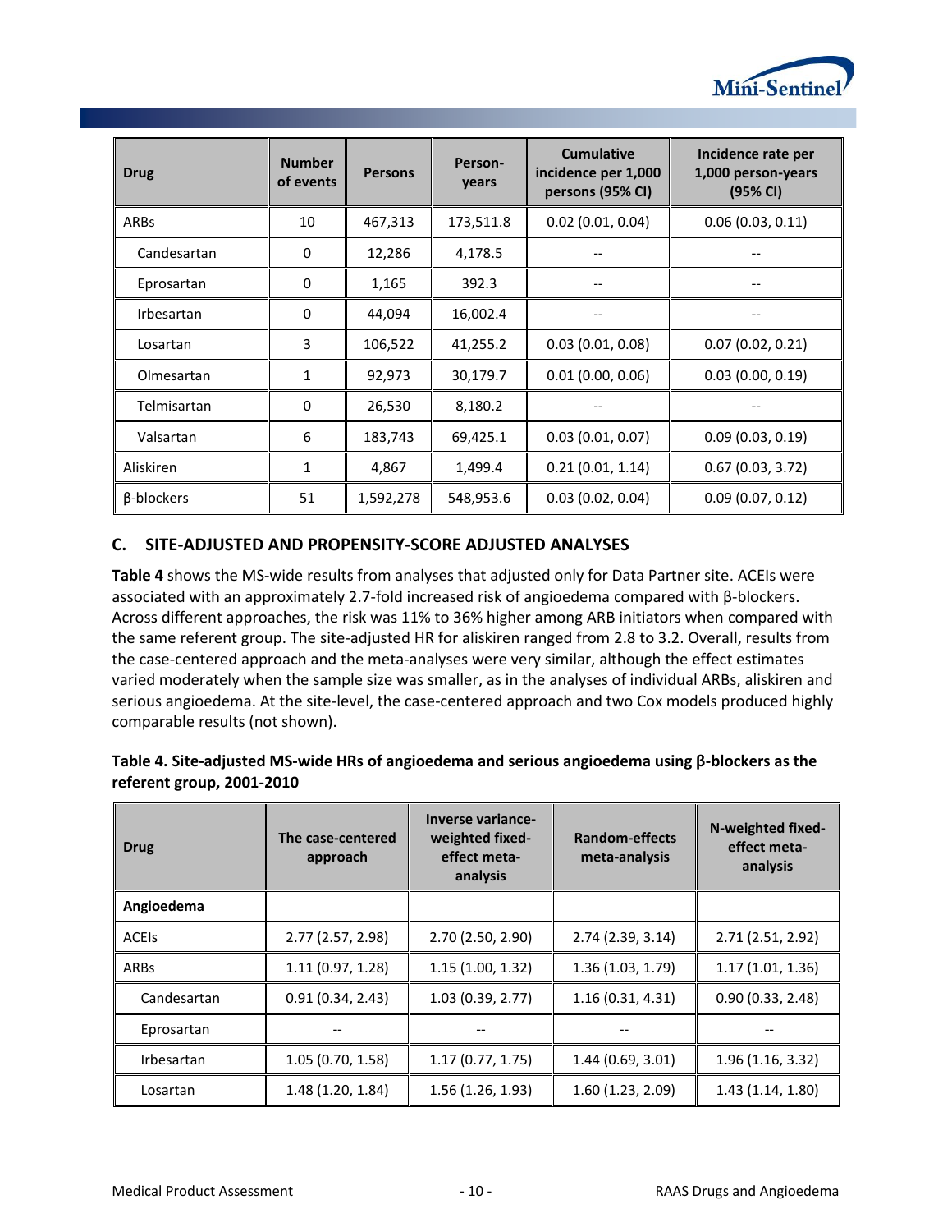| Drug | Number of events | Persons | Person-years | Cumulative incidence per 1,000 persons (95% CI) | Incidence rate per 1,000 person-years (95% CI) |
|---|---|---|---|---|---|
| ARBs | 10 | 467,313 | 173,511.8 | 0.02 (0.01, 0.04) | 0.06 (0.03, 0.11) |
| Candesartan | 0 | 12,286 | 4,178.5 | -- | -- |
| Eprosartan | 0 | 1,165 | 392.3 | -- | -- |
| Irbesartan | 0 | 44,094 | 16,002.4 | -- | -- |
| Losartan | 3 | 106,522 | 41,255.2 | 0.03 (0.01, 0.08) | 0.07 (0.02, 0.21) |
| Olmesartan | 1 | 92,973 | 30,179.7 | 0.01 (0.00, 0.06) | 0.03 (0.00, 0.19) |
| Telmisartan | 0 | 26,530 | 8,180.2 | -- | -- |
| Valsartan | 6 | 183,743 | 69,425.1 | 0.03 (0.01, 0.07) | 0.09 (0.03, 0.19) |
| Aliskiren | 1 | 4,867 | 1,499.4 | 0.21 (0.01, 1.14) | 0.67 (0.03, 3.72) |
| β-blockers | 51 | 1,592,278 | 548,953.6 | 0.03 (0.02, 0.04) | 0.09 (0.07, 0.12) |

## C. SITE-ADJUSTED AND PROPENSITY-SCORE ADJUSTED ANALYSES

**Table 4** shows the MS-wide results from analyses that adjusted only for Data Partner site. ACEIs were associated with an approximately 2.7-fold increased risk of angioedema compared with β-blockers. Across different approaches, the risk was 11% to 36% higher among ARB initiators when compared with the same referent group. The site-adjusted HR for aliskiren ranged from 2.8 to 3.2. Overall, results from the case-centered approach and the meta-analyses were very similar, although the effect estimates varied moderately when the sample size was smaller, as in the analyses of individual ARBs, aliskiren and serious angioedema. At the site-level, the case-centered approach and two Cox models produced highly comparable results (not shown).

**Table 4. Site-adjusted MS-wide HRs of angioedema and serious angioedema using β-blockers as the referent group, 2001-2010**

| Drug | The case-centered approach | Inverse variance-weighted fixed-effect meta-analysis | Random-effects meta-analysis | N-weighted fixed-effect meta-analysis |
|---|---|---|---|---|
| **Angioedema** | | | | |
| ACEIs | 2.77 (2.57, 2.98) | 2.70 (2.50, 2.90) | 2.74 (2.39, 3.14) | 2.71 (2.51, 2.92) |
| ARBs | 1.11 (0.97, 1.28) | 1.15 (1.00, 1.32) | 1.36 (1.03, 1.79) | 1.17 (1.01, 1.36) |
| Candesartan | 0.91 (0.34, 2.43) | 1.03 (0.39, 2.77) | 1.16 (0.31, 4.31) | 0.90 (0.33, 2.48) |
| Eprosartan | -- | -- | -- | -- |
| Irbesartan | 1.05 (0.70, 1.58) | 1.17 (0.77, 1.75) | 1.44 (0.69, 3.01) | 1.96 (1.16, 3.32) |
| Losartan | 1.48 (1.20, 1.84) | 1.56 (1.26, 1.93) | 1.60 (1.23, 2.09) | 1.43 (1.14, 1.80) |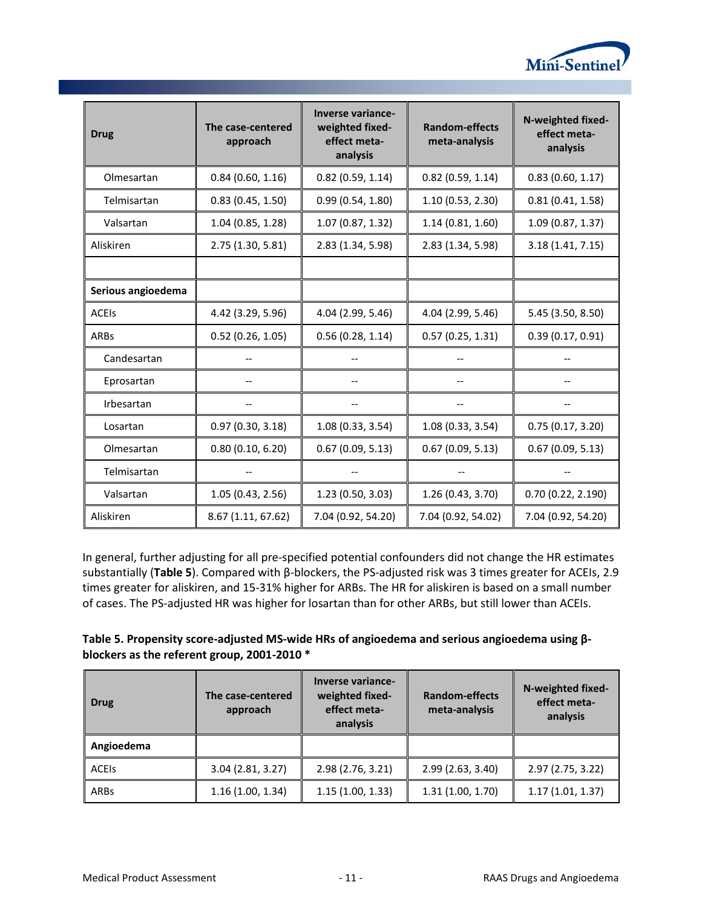| Drug | The case-centered approach | Inverse variance-weighted fixed-effect meta-analysis | Random-effects meta-analysis | N-weighted fixed-effect meta-analysis |
|---|---|---|---|---|
| Olmesartan | 0.84 (0.60, 1.16) | 0.82 (0.59, 1.14) | 0.82 (0.59, 1.14) | 0.83 (0.60, 1.17) |
| Telmisartan | 0.83 (0.45, 1.50) | 0.99 (0.54, 1.80) | 1.10 (0.53, 2.30) | 0.81 (0.41, 1.58) |
| Valsartan | 1.04 (0.85, 1.28) | 1.07 (0.87, 1.32) | 1.14 (0.81, 1.60) | 1.09 (0.87, 1.37) |
| Aliskiren | 2.75 (1.30, 5.81) | 2.83 (1.34, 5.98) | 2.83 (1.34, 5.98) | 3.18 (1.41, 7.15) |
| | | | | |
| **Serious angioedema** | | | | |
| ACEIs | 4.42 (3.29, 5.96) | 4.04 (2.99, 5.46) | 4.04 (2.99, 5.46) | 5.45 (3.50, 8.50) |
| ARBs | 0.52 (0.26, 1.05) | 0.56 (0.28, 1.14) | 0.57 (0.25, 1.31) | 0.39 (0.17, 0.91) |
| Candesartan | -- | -- | -- | -- |
| Eprosartan | -- | -- | -- | -- |
| Irbesartan | -- | -- | -- | -- |
| Losartan | 0.97 (0.30, 3.18) | 1.08 (0.33, 3.54) | 1.08 (0.33, 3.54) | 0.75 (0.17, 3.20) |
| Olmesartan | 0.80 (0.10, 6.20) | 0.67 (0.09, 5.13) | 0.67 (0.09, 5.13) | 0.67 (0.09, 5.13) |
| Telmisartan | -- | -- | -- | -- |
| Valsartan | 1.05 (0.43, 2.56) | 1.23 (0.50, 3.03) | 1.26 (0.43, 3.70) | 0.70 (0.22, 2.190) |
| Aliskiren | 8.67 (1.11, 67.62) | 7.04 (0.92, 54.20) | 7.04 (0.92, 54.02) | 7.04 (0.92, 54.20) |

In general, further adjusting for all pre-specified potential confounders did not change the HR estimates substantially (**Table 5**). Compared with β-blockers, the PS-adjusted risk was 3 times greater for ACEIs, 2.9 times greater for aliskiren, and 15-31% higher for ARBs. The HR for aliskiren is based on a small number of cases. The PS-adjusted HR was higher for losartan than for other ARBs, but still lower than ACEIs.

**Table 5. Propensity score-adjusted MS-wide HRs of angioedema and serious angioedema using β-blockers as the referent group, 2001-2010 ***

| Drug | The case-centered approach | Inverse variance-weighted fixed-effect meta-analysis | Random-effects meta-analysis | N-weighted fixed-effect meta-analysis |
|---|---|---|---|---|
| **Angioedema** | | | | |
| ACEIs | 3.04 (2.81, 3.27) | 2.98 (2.76, 3.21) | 2.99 (2.63, 3.40) | 2.97 (2.75, 3.22) |
| ARBs | 1.16 (1.00, 1.34) | 1.15 (1.00, 1.33) | 1.31 (1.00, 1.70) | 1.17 (1.01, 1.37) |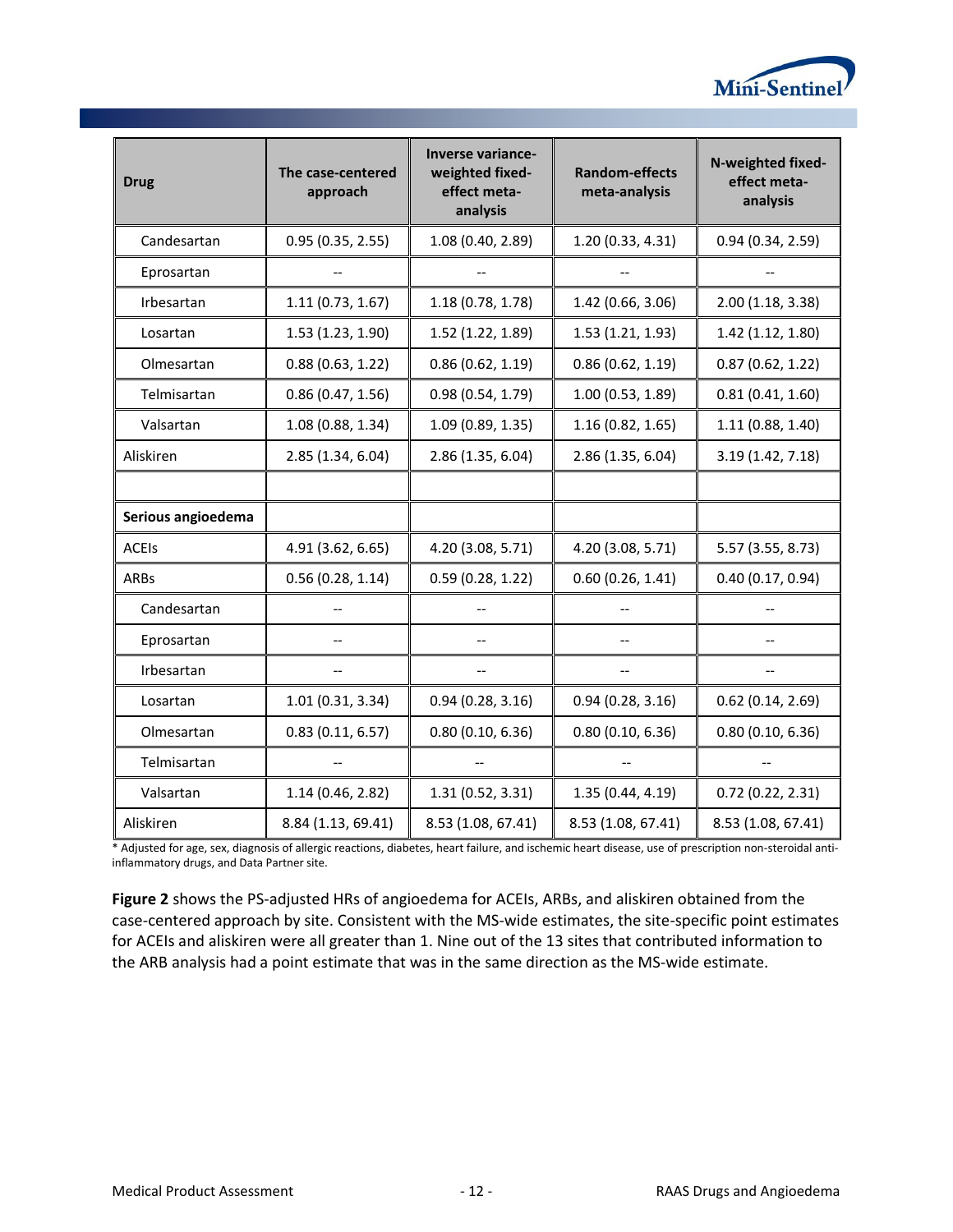| Drug | The case-centered approach | Inverse variance-weighted fixed-effect meta-analysis | Random-effects meta-analysis | N-weighted fixed-effect meta-analysis |
|---|---|---|---|---|
| Candesartan | 0.95 (0.35, 2.55) | 1.08 (0.40, 2.89) | 1.20 (0.33, 4.31) | 0.94 (0.34, 2.59) |
| Eprosartan | -- | -- | -- | -- |
| Irbesartan | 1.11 (0.73, 1.67) | 1.18 (0.78, 1.78) | 1.42 (0.66, 3.06) | 2.00 (1.18, 3.38) |
| Losartan | 1.53 (1.23, 1.90) | 1.52 (1.22, 1.89) | 1.53 (1.21, 1.93) | 1.42 (1.12, 1.80) |
| Olmesartan | 0.88 (0.63, 1.22) | 0.86 (0.62, 1.19) | 0.86 (0.62, 1.19) | 0.87 (0.62, 1.22) |
| Telmisartan | 0.86 (0.47, 1.56) | 0.98 (0.54, 1.79) | 1.00 (0.53, 1.89) | 0.81 (0.41, 1.60) |
| Valsartan | 1.08 (0.88, 1.34) | 1.09 (0.89, 1.35) | 1.16 (0.82, 1.65) | 1.11 (0.88, 1.40) |
| Aliskiren | 2.85 (1.34, 6.04) | 2.86 (1.35, 6.04) | 2.86 (1.35, 6.04) | 3.19 (1.42, 7.18) |
| | | | | |
| **Serious angioedema** | | | | |
| ACEIs | 4.91 (3.62, 6.65) | 4.20 (3.08, 5.71) | 4.20 (3.08, 5.71) | 5.57 (3.55, 8.73) |
| ARBs | 0.56 (0.28, 1.14) | 0.59 (0.28, 1.22) | 0.60 (0.26, 1.41) | 0.40 (0.17, 0.94) |
| Candesartan | -- | -- | -- | -- |
| Eprosartan | -- | -- | -- | -- |
| Irbesartan | -- | -- | -- | -- |
| Losartan | 1.01 (0.31, 3.34) | 0.94 (0.28, 3.16) | 0.94 (0.28, 3.16) | 0.62 (0.14, 2.69) |
| Olmesartan | 0.83 (0.11, 6.57) | 0.80 (0.10, 6.36) | 0.80 (0.10, 6.36) | 0.80 (0.10, 6.36) |
| Telmisartan | -- | -- | -- | -- |
| Valsartan | 1.14 (0.46, 2.82) | 1.31 (0.52, 3.31) | 1.35 (0.44, 4.19) | 0.72 (0.22, 2.31) |
| Aliskiren | 8.84 (1.13, 69.41) | 8.53 (1.08, 67.41) | 8.53 (1.08, 67.41) | 8.53 (1.08, 67.41) |

* Adjusted for age, sex, diagnosis of allergic reactions, diabetes, heart failure, and ischemic heart disease, use of prescription non-steroidal anti-inflammatory drugs, and Data Partner site.

**Figure 2** shows the PS-adjusted HRs of angioedema for ACEIs, ARBs, and aliskiren obtained from the case-centered approach by site. Consistent with the MS-wide estimates, the site-specific point estimates for ACEIs and aliskiren were all greater than 1. Nine out of the 13 sites that contributed information to the ARB analysis had a point estimate that was in the same direction as the MS-wide estimate.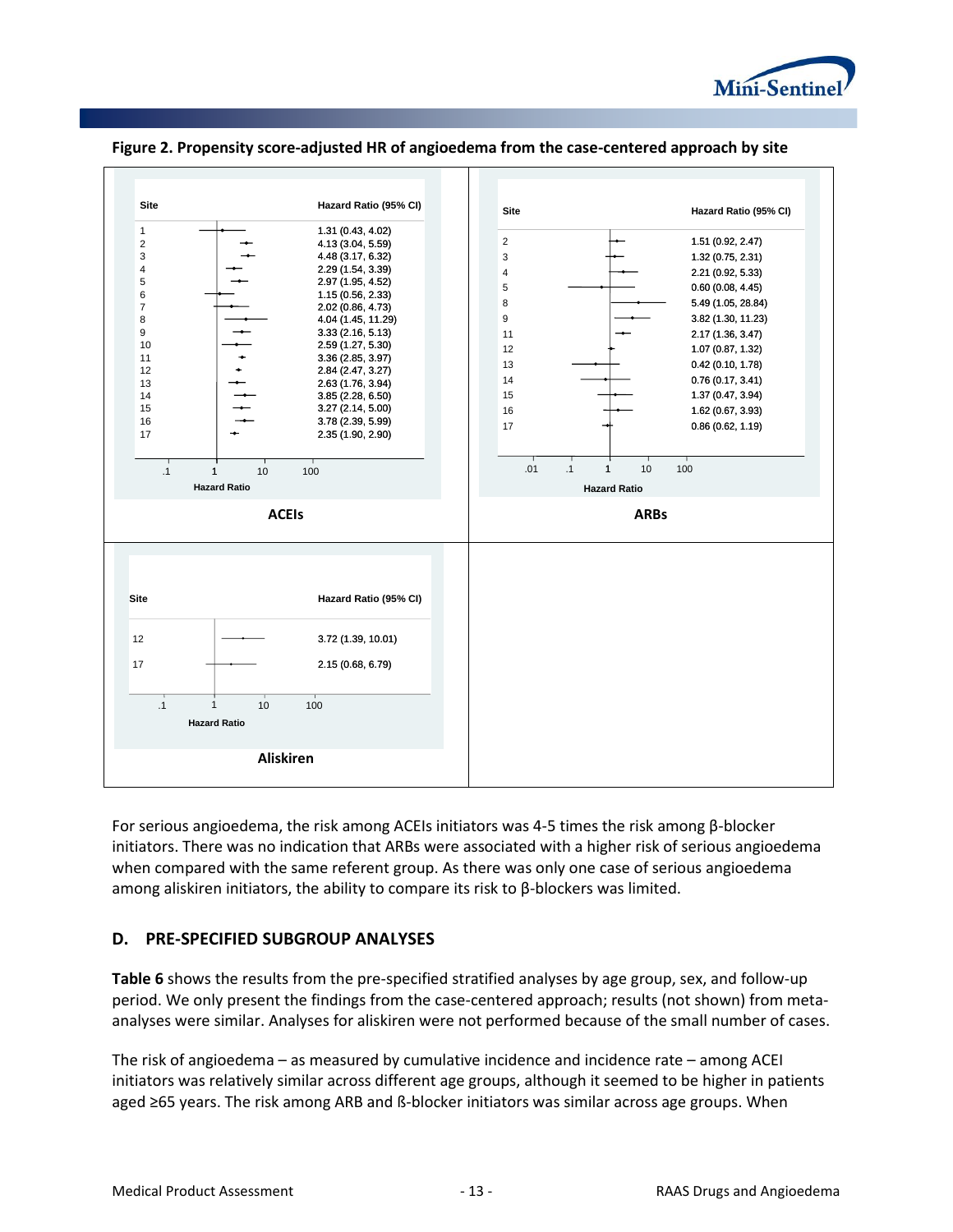**Figure 2. Propensity score-adjusted HR of angioedema from the case-centered approach by site**

**ACEIs**

| Site | Hazard Ratio (95% CI) |
|---|---|
| 1 | 1.31 (0.43, 4.02) |
| 2 | 4.13 (3.04, 5.59) |
| 3 | 4.48 (3.17, 6.32) |
| 4 | 2.29 (1.54, 3.39) |
| 5 | 2.97 (1.95, 4.52) |
| 6 | 1.15 (0.56, 2.33) |
| 7 | 2.02 (0.86, 4.73) |
| 8 | 4.04 (1.45, 11.29) |
| 9 | 3.33 (2.16, 5.13) |
| 10 | 2.59 (1.27, 5.30) |
| 11 | 3.36 (2.85, 3.97) |
| 12 | 2.84 (2.47, 3.27) |
| 13 | 2.63 (1.76, 3.94) |
| 14 | 3.85 (2.28, 6.50) |
| 15 | 3.27 (2.14, 5.00) |
| 16 | 3.78 (2.39, 5.99) |
| 17 | 2.35 (1.90, 2.90) |

**ARBs**

| Site | Hazard Ratio (95% CI) |
|---|---|
| 2 | 1.51 (0.92, 2.47) |
| 3 | 1.32 (0.75, 2.31) |
| 4 | 2.21 (0.92, 5.33) |
| 5 | 0.60 (0.08, 4.45) |
| 8 | 5.49 (1.05, 28.84) |
| 9 | 3.82 (1.30, 11.23) |
| 11 | 2.17 (1.36, 3.47) |
| 12 | 1.07 (0.87, 1.32) |
| 13 | 0.42 (0.10, 1.78) |
| 14 | 0.76 (0.17, 3.41) |
| 15 | 1.37 (0.47, 3.94) |
| 16 | 1.62 (0.67, 3.93) |
| 17 | 0.86 (0.62, 1.19) |

**Aliskiren**

| Site | Hazard Ratio (95% CI) |
|---|---|
| 12 | 3.72 (1.39, 10.01) |
| 17 | 2.15 (0.68, 6.79) |

For serious angioedema, the risk among ACEIs initiators was 4-5 times the risk among β-blocker initiators. There was no indication that ARBs were associated with a higher risk of serious angioedema when compared with the same referent group. As there was only one case of serious angioedema among aliskiren initiators, the ability to compare its risk to β-blockers was limited.

## D. PRE-SPECIFIED SUBGROUP ANALYSES

**Table 6** shows the results from the pre-specified stratified analyses by age group, sex, and follow-up period. We only present the findings from the case-centered approach; results (not shown) from meta-analyses were similar. Analyses for aliskiren were not performed because of the small number of cases.

The risk of angioedema – as measured by cumulative incidence and incidence rate – among ACEI initiators was relatively similar across different age groups, although it seemed to be higher in patients aged ≥65 years. The risk among ARB and ß-blocker initiators was similar across age groups. When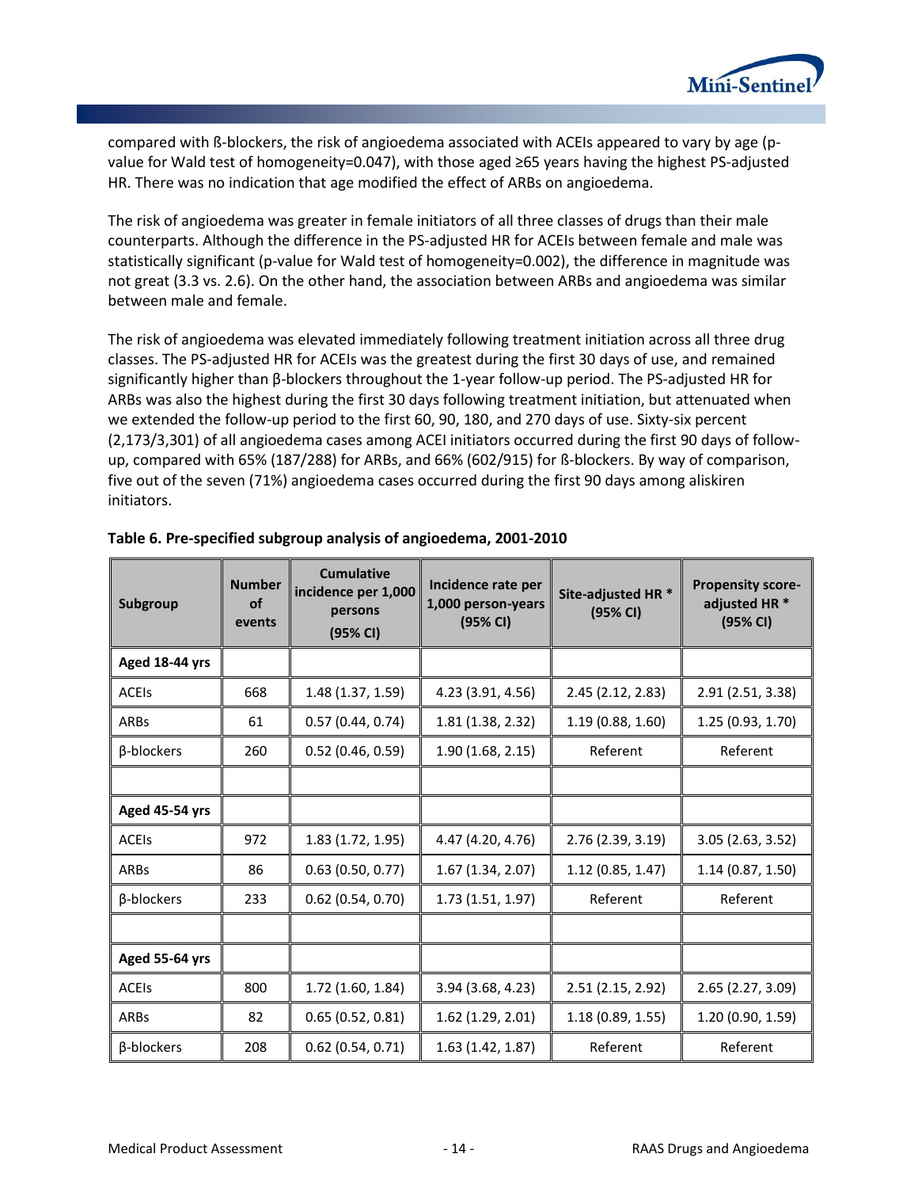compared with ß-blockers, the risk of angioedema associated with ACEIs appeared to vary by age (p-value for Wald test of homogeneity=0.047), with those aged ≥65 years having the highest PS-adjusted HR. There was no indication that age modified the effect of ARBs on angioedema.

The risk of angioedema was greater in female initiators of all three classes of drugs than their male counterparts. Although the difference in the PS-adjusted HR for ACEIs between female and male was statistically significant (p-value for Wald test of homogeneity=0.002), the difference in magnitude was not great (3.3 vs. 2.6). On the other hand, the association between ARBs and angioedema was similar between male and female.

The risk of angioedema was elevated immediately following treatment initiation across all three drug classes. The PS-adjusted HR for ACEIs was the greatest during the first 30 days of use, and remained significantly higher than β-blockers throughout the 1-year follow-up period. The PS-adjusted HR for ARBs was also the highest during the first 30 days following treatment initiation, but attenuated when we extended the follow-up period to the first 60, 90, 180, and 270 days of use. Sixty-six percent (2,173/3,301) of all angioedema cases among ACEI initiators occurred during the first 90 days of follow-up, compared with 65% (187/288) for ARBs, and 66% (602/915) for ß-blockers. By way of comparison, five out of the seven (71%) angioedema cases occurred during the first 90 days among aliskiren initiators.

**Table 6. Pre-specified subgroup analysis of angioedema, 2001-2010**

| Subgroup | Number of events | Cumulative incidence per 1,000 persons (95% CI) | Incidence rate per 1,000 person-years (95% CI) | Site-adjusted HR * (95% CI) | Propensity score-adjusted HR * (95% CI) |
|---|---|---|---|---|---|
| **Aged 18-44 yrs** | | | | | |
| ACEIs | 668 | 1.48 (1.37, 1.59) | 4.23 (3.91, 4.56) | 2.45 (2.12, 2.83) | 2.91 (2.51, 3.38) |
| ARBs | 61 | 0.57 (0.44, 0.74) | 1.81 (1.38, 2.32) | 1.19 (0.88, 1.60) | 1.25 (0.93, 1.70) |
| β-blockers | 260 | 0.52 (0.46, 0.59) | 1.90 (1.68, 2.15) | Referent | Referent |
| | | | | | |
| **Aged 45-54 yrs** | | | | | |
| ACEIs | 972 | 1.83 (1.72, 1.95) | 4.47 (4.20, 4.76) | 2.76 (2.39, 3.19) | 3.05 (2.63, 3.52) |
| ARBs | 86 | 0.63 (0.50, 0.77) | 1.67 (1.34, 2.07) | 1.12 (0.85, 1.47) | 1.14 (0.87, 1.50) |
| β-blockers | 233 | 0.62 (0.54, 0.70) | 1.73 (1.51, 1.97) | Referent | Referent |
| | | | | | |
| **Aged 55-64 yrs** | | | | | |
| ACEIs | 800 | 1.72 (1.60, 1.84) | 3.94 (3.68, 4.23) | 2.51 (2.15, 2.92) | 2.65 (2.27, 3.09) |
| ARBs | 82 | 0.65 (0.52, 0.81) | 1.62 (1.29, 2.01) | 1.18 (0.89, 1.55) | 1.20 (0.90, 1.59) |
| β-blockers | 208 | 0.62 (0.54, 0.71) | 1.63 (1.42, 1.87) | Referent | Referent |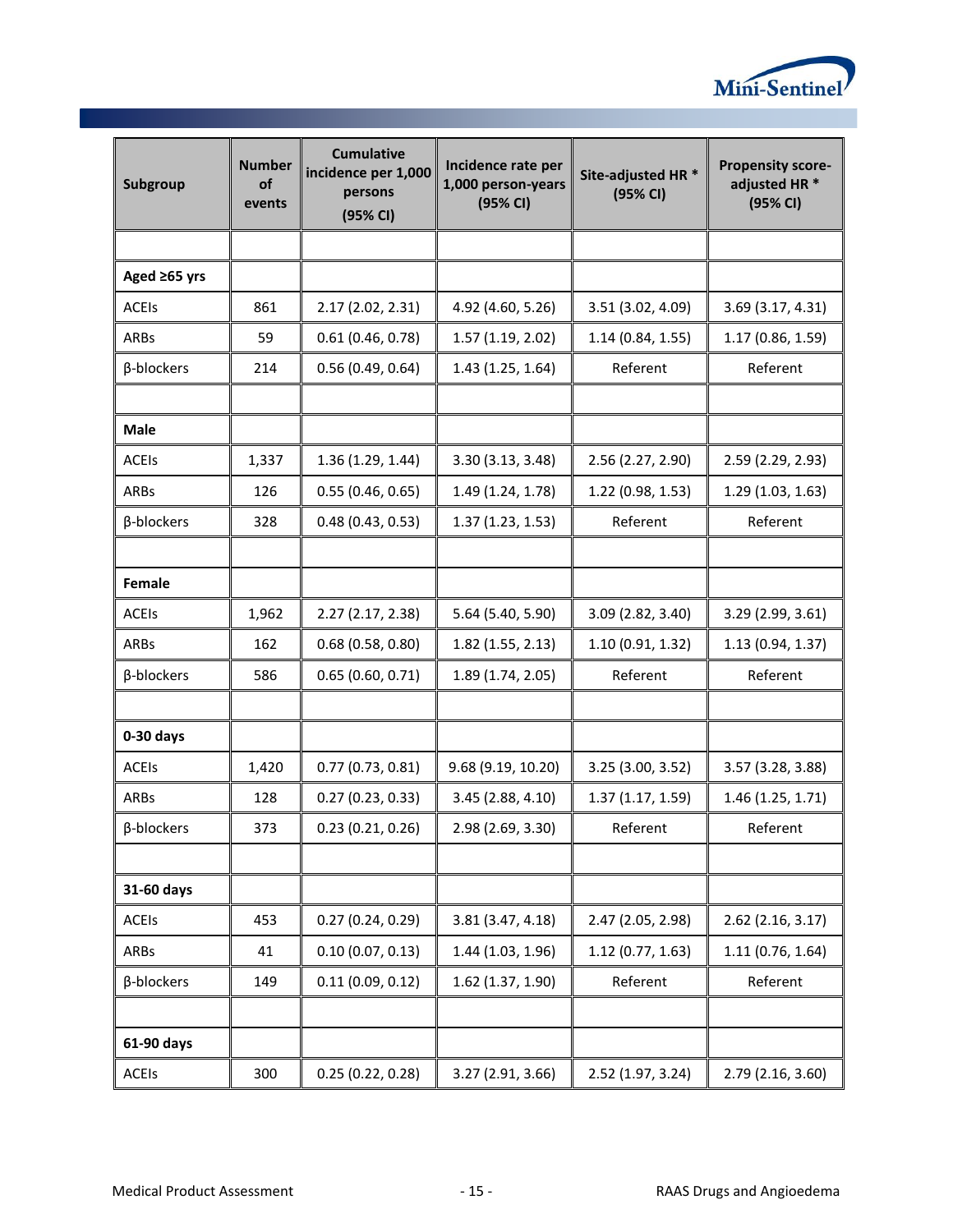| Subgroup | Number of events | Cumulative incidence per 1,000 persons (95% CI) | Incidence rate per 1,000 person-years (95% CI) | Site-adjusted HR * (95% CI) | Propensity score-adjusted HR * (95% CI) |
|---|---|---|---|---|---|
| | | | | | |
| **Aged ≥65 yrs** | | | | | |
| ACEIs | 861 | 2.17 (2.02, 2.31) | 4.92 (4.60, 5.26) | 3.51 (3.02, 4.09) | 3.69 (3.17, 4.31) |
| ARBs | 59 | 0.61 (0.46, 0.78) | 1.57 (1.19, 2.02) | 1.14 (0.84, 1.55) | 1.17 (0.86, 1.59) |
| β-blockers | 214 | 0.56 (0.49, 0.64) | 1.43 (1.25, 1.64) | Referent | Referent |
| | | | | | |
| **Male** | | | | | |
| ACEIs | 1,337 | 1.36 (1.29, 1.44) | 3.30 (3.13, 3.48) | 2.56 (2.27, 2.90) | 2.59 (2.29, 2.93) |
| ARBs | 126 | 0.55 (0.46, 0.65) | 1.49 (1.24, 1.78) | 1.22 (0.98, 1.53) | 1.29 (1.03, 1.63) |
| β-blockers | 328 | 0.48 (0.43, 0.53) | 1.37 (1.23, 1.53) | Referent | Referent |
| | | | | | |
| **Female** | | | | | |
| ACEIs | 1,962 | 2.27 (2.17, 2.38) | 5.64 (5.40, 5.90) | 3.09 (2.82, 3.40) | 3.29 (2.99, 3.61) |
| ARBs | 162 | 0.68 (0.58, 0.80) | 1.82 (1.55, 2.13) | 1.10 (0.91, 1.32) | 1.13 (0.94, 1.37) |
| β-blockers | 586 | 0.65 (0.60, 0.71) | 1.89 (1.74, 2.05) | Referent | Referent |
| | | | | | |
| **0-30 days** | | | | | |
| ACEIs | 1,420 | 0.77 (0.73, 0.81) | 9.68 (9.19, 10.20) | 3.25 (3.00, 3.52) | 3.57 (3.28, 3.88) |
| ARBs | 128 | 0.27 (0.23, 0.33) | 3.45 (2.88, 4.10) | 1.37 (1.17, 1.59) | 1.46 (1.25, 1.71) |
| β-blockers | 373 | 0.23 (0.21, 0.26) | 2.98 (2.69, 3.30) | Referent | Referent |
| | | | | | |
| **31-60 days** | | | | | |
| ACEIs | 453 | 0.27 (0.24, 0.29) | 3.81 (3.47, 4.18) | 2.47 (2.05, 2.98) | 2.62 (2.16, 3.17) |
| ARBs | 41 | 0.10 (0.07, 0.13) | 1.44 (1.03, 1.96) | 1.12 (0.77, 1.63) | 1.11 (0.76, 1.64) |
| β-blockers | 149 | 0.11 (0.09, 0.12) | 1.62 (1.37, 1.90) | Referent | Referent |
| | | | | | |
| **61-90 days** | | | | | |
| ACEIs | 300 | 0.25 (0.22, 0.28) | 3.27 (2.91, 3.66) | 2.52 (1.97, 3.24) | 2.79 (2.16, 3.60) |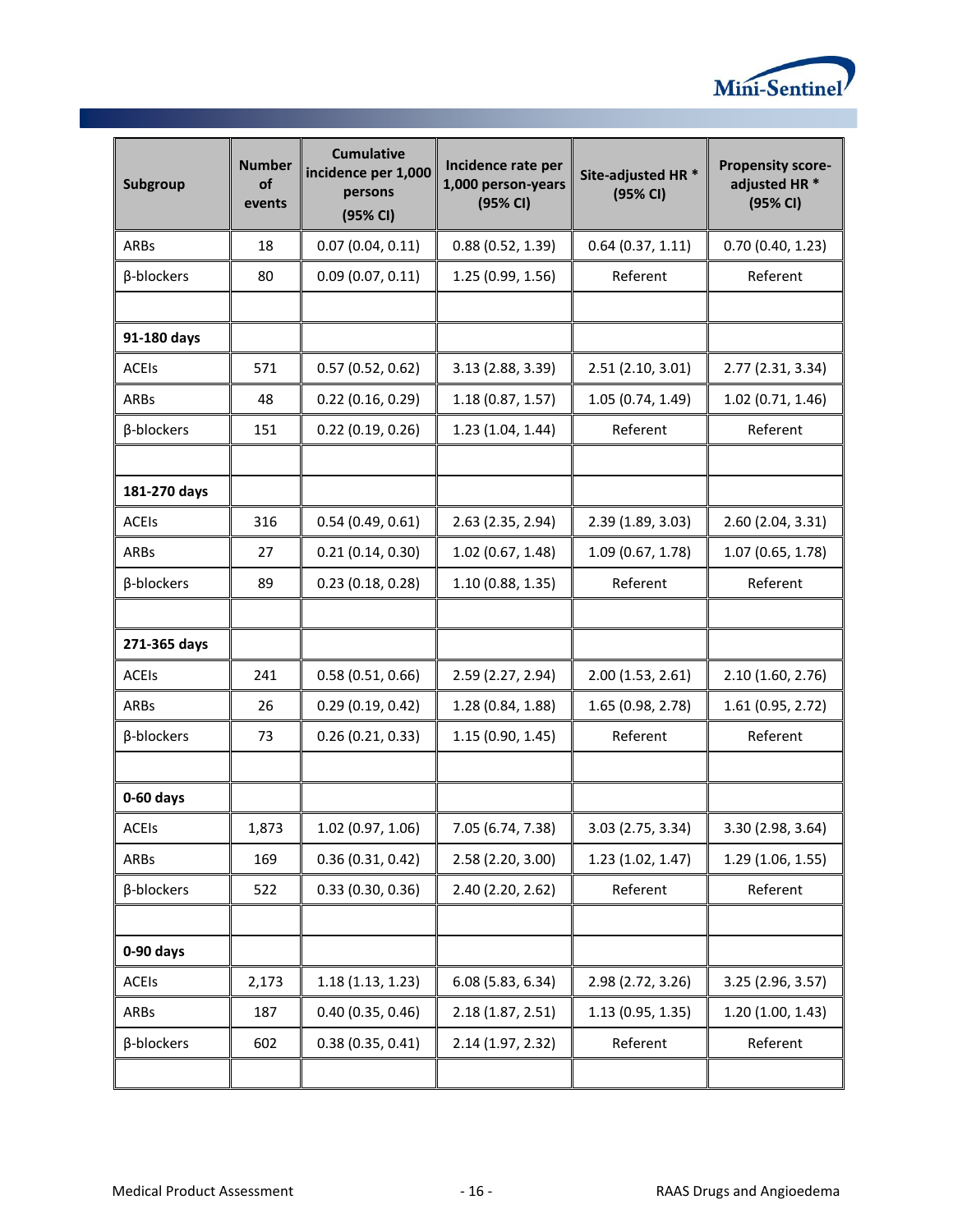| Subgroup | Number of events | Cumulative incidence per 1,000 persons (95% CI) | Incidence rate per 1,000 person-years (95% CI) | Site-adjusted HR * (95% CI) | Propensity score-adjusted HR * (95% CI) |
|---|---|---|---|---|---|
| ARBs | 18 | 0.07 (0.04, 0.11) | 0.88 (0.52, 1.39) | 0.64 (0.37, 1.11) | 0.70 (0.40, 1.23) |
| β-blockers | 80 | 0.09 (0.07, 0.11) | 1.25 (0.99, 1.56) | Referent | Referent |
| | | | | | |
| **91-180 days** | | | | | |
| ACEIs | 571 | 0.57 (0.52, 0.62) | 3.13 (2.88, 3.39) | 2.51 (2.10, 3.01) | 2.77 (2.31, 3.34) |
| ARBs | 48 | 0.22 (0.16, 0.29) | 1.18 (0.87, 1.57) | 1.05 (0.74, 1.49) | 1.02 (0.71, 1.46) |
| β-blockers | 151 | 0.22 (0.19, 0.26) | 1.23 (1.04, 1.44) | Referent | Referent |
| | | | | | |
| **181-270 days** | | | | | |
| ACEIs | 316 | 0.54 (0.49, 0.61) | 2.63 (2.35, 2.94) | 2.39 (1.89, 3.03) | 2.60 (2.04, 3.31) |
| ARBs | 27 | 0.21 (0.14, 0.30) | 1.02 (0.67, 1.48) | 1.09 (0.67, 1.78) | 1.07 (0.65, 1.78) |
| β-blockers | 89 | 0.23 (0.18, 0.28) | 1.10 (0.88, 1.35) | Referent | Referent |
| | | | | | |
| **271-365 days** | | | | | |
| ACEIs | 241 | 0.58 (0.51, 0.66) | 2.59 (2.27, 2.94) | 2.00 (1.53, 2.61) | 2.10 (1.60, 2.76) |
| ARBs | 26 | 0.29 (0.19, 0.42) | 1.28 (0.84, 1.88) | 1.65 (0.98, 2.78) | 1.61 (0.95, 2.72) |
| β-blockers | 73 | 0.26 (0.21, 0.33) | 1.15 (0.90, 1.45) | Referent | Referent |
| | | | | | |
| **0-60 days** | | | | | |
| ACEIs | 1,873 | 1.02 (0.97, 1.06) | 7.05 (6.74, 7.38) | 3.03 (2.75, 3.34) | 3.30 (2.98, 3.64) |
| ARBs | 169 | 0.36 (0.31, 0.42) | 2.58 (2.20, 3.00) | 1.23 (1.02, 1.47) | 1.29 (1.06, 1.55) |
| β-blockers | 522 | 0.33 (0.30, 0.36) | 2.40 (2.20, 2.62) | Referent | Referent |
| | | | | | |
| **0-90 days** | | | | | |
| ACEIs | 2,173 | 1.18 (1.13, 1.23) | 6.08 (5.83, 6.34) | 2.98 (2.72, 3.26) | 3.25 (2.96, 3.57) |
| ARBs | 187 | 0.40 (0.35, 0.46) | 2.18 (1.87, 2.51) | 1.13 (0.95, 1.35) | 1.20 (1.00, 1.43) |
| β-blockers | 602 | 0.38 (0.35, 0.41) | 2.14 (1.97, 2.32) | Referent | Referent |
| | | | | | |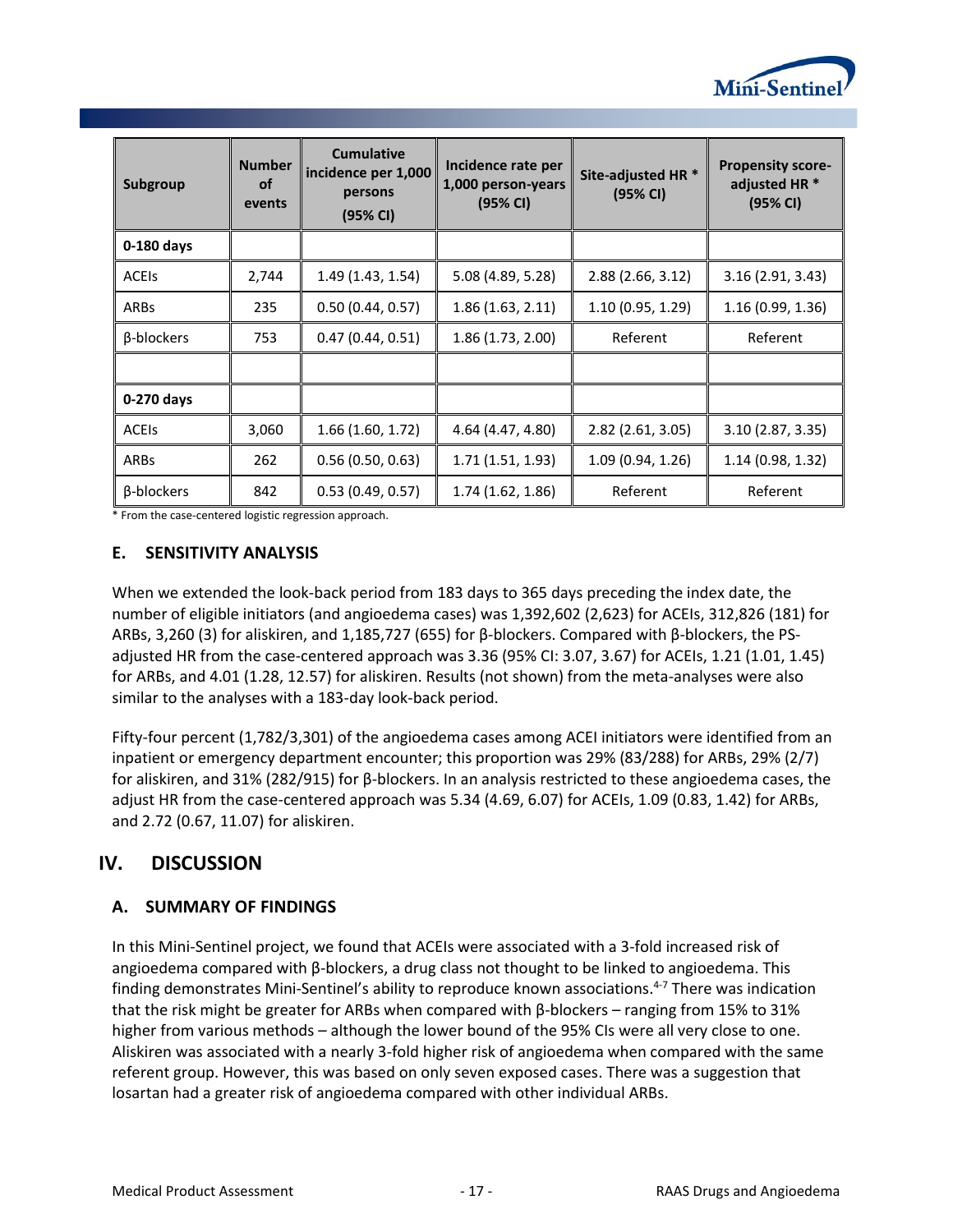| Subgroup | Number of events | Cumulative incidence per 1,000 persons (95% CI) | Incidence rate per 1,000 person-years (95% CI) | Site-adjusted HR * (95% CI) | Propensity score-adjusted HR * (95% CI) |
|---|---|---|---|---|---|
| **0-180 days** | | | | | |
| ACEIs | 2,744 | 1.49 (1.43, 1.54) | 5.08 (4.89, 5.28) | 2.88 (2.66, 3.12) | 3.16 (2.91, 3.43) |
| ARBs | 235 | 0.50 (0.44, 0.57) | 1.86 (1.63, 2.11) | 1.10 (0.95, 1.29) | 1.16 (0.99, 1.36) |
| β-blockers | 753 | 0.47 (0.44, 0.51) | 1.86 (1.73, 2.00) | Referent | Referent |
| | | | | | |
| **0-270 days** | | | | | |
| ACEIs | 3,060 | 1.66 (1.60, 1.72) | 4.64 (4.47, 4.80) | 2.82 (2.61, 3.05) | 3.10 (2.87, 3.35) |
| ARBs | 262 | 0.56 (0.50, 0.63) | 1.71 (1.51, 1.93) | 1.09 (0.94, 1.26) | 1.14 (0.98, 1.32) |
| β-blockers | 842 | 0.53 (0.49, 0.57) | 1.74 (1.62, 1.86) | Referent | Referent |

* From the case-centered logistic regression approach.

### E. SENSITIVITY ANALYSIS

When we extended the look-back period from 183 days to 365 days preceding the index date, the number of eligible initiators (and angioedema cases) was 1,392,602 (2,623) for ACEIs, 312,826 (181) for ARBs, 3,260 (3) for aliskiren, and 1,185,727 (655) for β-blockers. Compared with β-blockers, the PS-adjusted HR from the case-centered approach was 3.36 (95% CI: 3.07, 3.67) for ACEIs, 1.21 (1.01, 1.45) for ARBs, and 4.01 (1.28, 12.57) for aliskiren. Results (not shown) from the meta-analyses were also similar to the analyses with a 183-day look-back period.

Fifty-four percent (1,782/3,301) of the angioedema cases among ACEI initiators were identified from an inpatient or emergency department encounter; this proportion was 29% (83/288) for ARBs, 29% (2/7) for aliskiren, and 31% (282/915) for β-blockers. In an analysis restricted to these angioedema cases, the adjust HR from the case-centered approach was 5.34 (4.69, 6.07) for ACEIs, 1.09 (0.83, 1.42) for ARBs, and 2.72 (0.67, 11.07) for aliskiren.

## IV. DISCUSSION

### A. SUMMARY OF FINDINGS

In this Mini-Sentinel project, we found that ACEIs were associated with a 3-fold increased risk of angioedema compared with β-blockers, a drug class not thought to be linked to angioedema. This finding demonstrates Mini-Sentinel's ability to reproduce known associations.[4-7] There was indication that the risk might be greater for ARBs when compared with β-blockers – ranging from 15% to 31% higher from various methods – although the lower bound of the 95% CIs were all very close to one. Aliskiren was associated with a nearly 3-fold higher risk of angioedema when compared with the same referent group. However, this was based on only seven exposed cases. There was a suggestion that losartan had a greater risk of angioedema compared with other individual ARBs.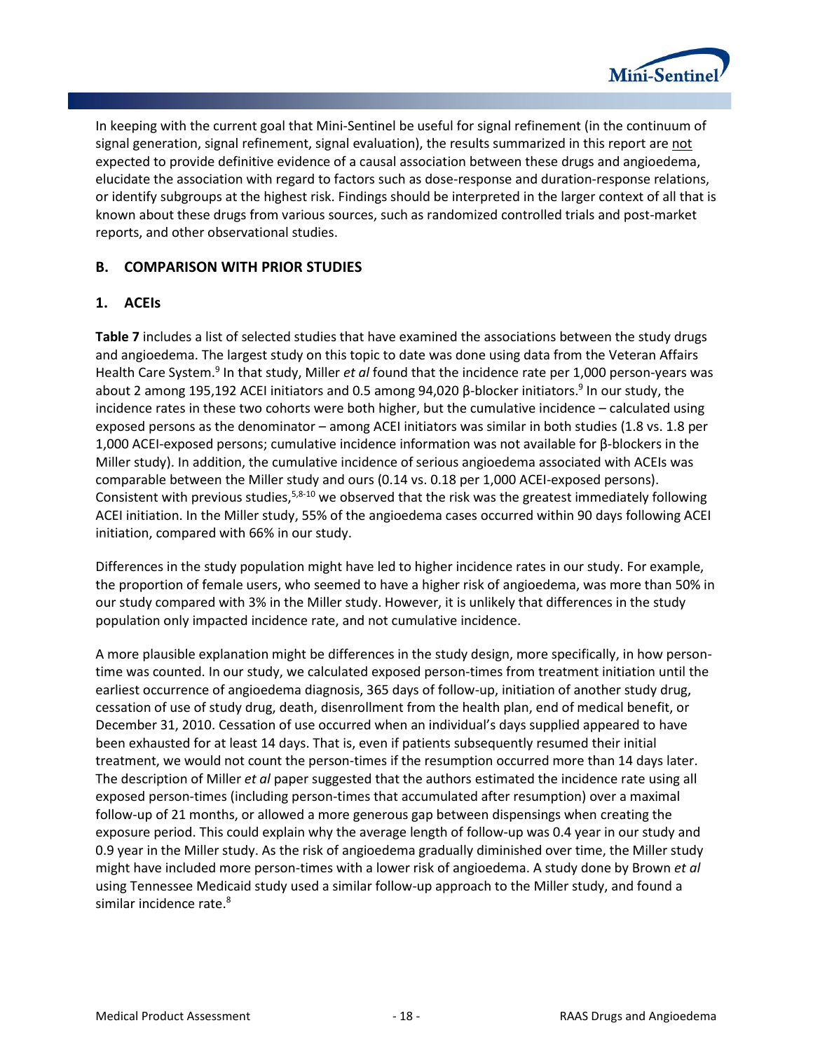In keeping with the current goal that Mini-Sentinel be useful for signal refinement (in the continuum of signal generation, signal refinement, signal evaluation), the results summarized in this report are not expected to provide definitive evidence of a causal association between these drugs and angioedema, elucidate the association with regard to factors such as dose-response and duration-response relations, or identify subgroups at the highest risk. Findings should be interpreted in the larger context of all that is known about these drugs from various sources, such as randomized controlled trials and post-market reports, and other observational studies.

## B. COMPARISON WITH PRIOR STUDIES

### 1. ACEIs

**Table 7** includes a list of selected studies that have examined the associations between the study drugs and angioedema. The largest study on this topic to date was done using data from the Veteran Affairs Health Care System.[9] In that study, Miller *et al* found that the incidence rate per 1,000 person-years was about 2 among 195,192 ACEI initiators and 0.5 among 94,020 β-blocker initiators.[9] In our study, the incidence rates in these two cohorts were both higher, but the cumulative incidence – calculated using exposed persons as the denominator – among ACEI initiators was similar in both studies (1.8 vs. 1.8 per 1,000 ACEI-exposed persons; cumulative incidence information was not available for β-blockers in the Miller study). In addition, the cumulative incidence of serious angioedema associated with ACEIs was comparable between the Miller study and ours (0.14 vs. 0.18 per 1,000 ACEI-exposed persons). Consistent with previous studies,[5,8-10] we observed that the risk was the greatest immediately following ACEI initiation. In the Miller study, 55% of the angioedema cases occurred within 90 days following ACEI initiation, compared with 66% in our study.

Differences in the study population might have led to higher incidence rates in our study. For example, the proportion of female users, who seemed to have a higher risk of angioedema, was more than 50% in our study compared with 3% in the Miller study. However, it is unlikely that differences in the study population only impacted incidence rate, and not cumulative incidence.

A more plausible explanation might be differences in the study design, more specifically, in how person-time was counted. In our study, we calculated exposed person-times from treatment initiation until the earliest occurrence of angioedema diagnosis, 365 days of follow-up, initiation of another study drug, cessation of use of study drug, death, disenrollment from the health plan, end of medical benefit, or December 31, 2010. Cessation of use occurred when an individual's days supplied appeared to have been exhausted for at least 14 days. That is, even if patients subsequently resumed their initial treatment, we would not count the person-times if the resumption occurred more than 14 days later. The description of Miller *et al* paper suggested that the authors estimated the incidence rate using all exposed person-times (including person-times that accumulated after resumption) over a maximal follow-up of 21 months, or allowed a more generous gap between dispensings when creating the exposure period. This could explain why the average length of follow-up was 0.4 year in our study and 0.9 year in the Miller study. As the risk of angioedema gradually diminished over time, the Miller study might have included more person-times with a lower risk of angioedema. A study done by Brown *et al* using Tennessee Medicaid study used a similar follow-up approach to the Miller study, and found a similar incidence rate.[8]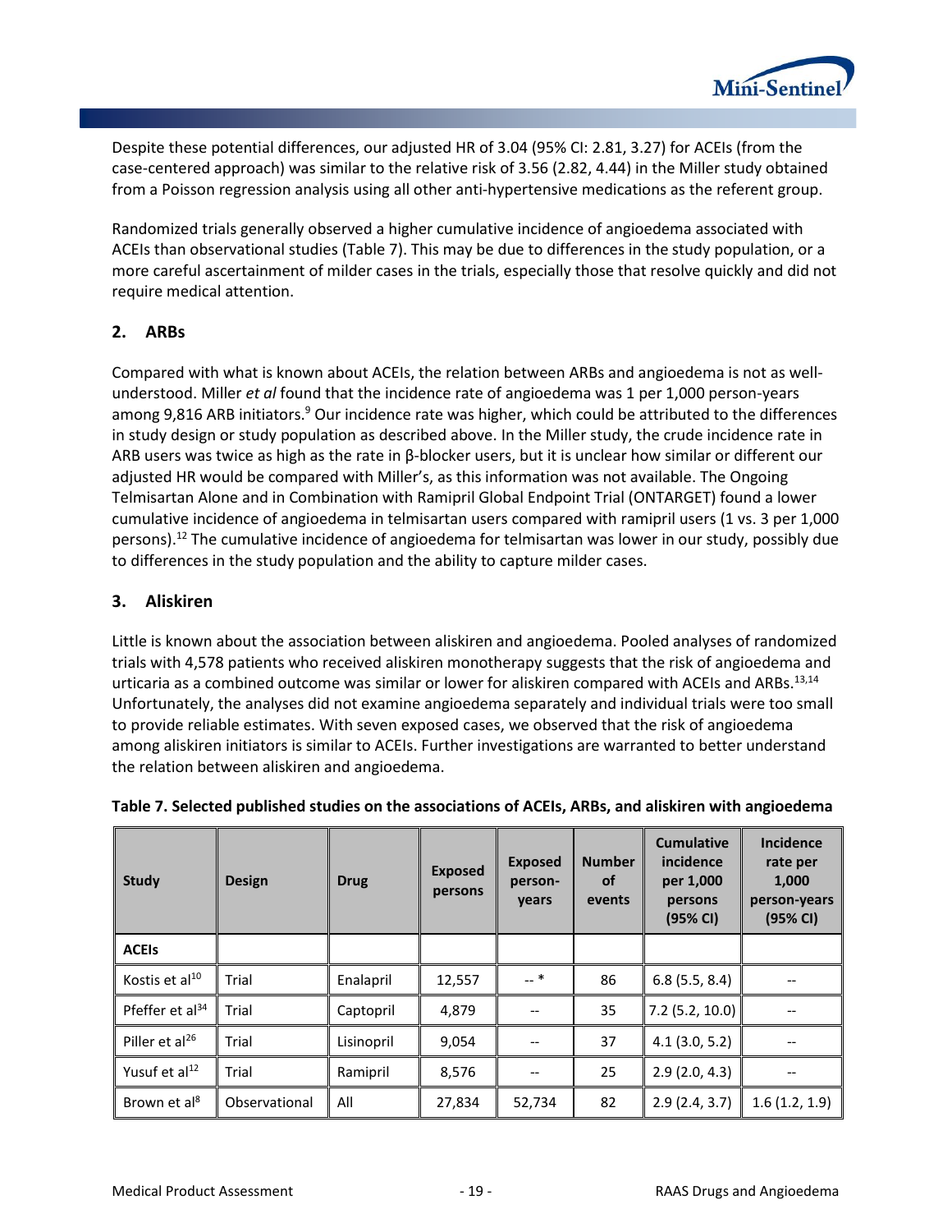Despite these potential differences, our adjusted HR of 3.04 (95% CI: 2.81, 3.27) for ACEIs (from the case-centered approach) was similar to the relative risk of 3.56 (2.82, 4.44) in the Miller study obtained from a Poisson regression analysis using all other anti-hypertensive medications as the referent group.

Randomized trials generally observed a higher cumulative incidence of angioedema associated with ACEIs than observational studies (Table 7). This may be due to differences in the study population, or a more careful ascertainment of milder cases in the trials, especially those that resolve quickly and did not require medical attention.

## 2. ARBs

Compared with what is known about ACEIs, the relation between ARBs and angioedema is not as well-understood. Miller *et al* found that the incidence rate of angioedema was 1 per 1,000 person-years among 9,816 ARB initiators.[9] Our incidence rate was higher, which could be attributed to the differences in study design or study population as described above. In the Miller study, the crude incidence rate in ARB users was twice as high as the rate in β-blocker users, but it is unclear how similar or different our adjusted HR would be compared with Miller's, as this information was not available. The Ongoing Telmisartan Alone and in Combination with Ramipril Global Endpoint Trial (ONTARGET) found a lower cumulative incidence of angioedema in telmisartan users compared with ramipril users (1 vs. 3 per 1,000 persons).[12] The cumulative incidence of angioedema for telmisartan was lower in our study, possibly due to differences in the study population and the ability to capture milder cases.

## 3. Aliskiren

Little is known about the association between aliskiren and angioedema. Pooled analyses of randomized trials with 4,578 patients who received aliskiren monotherapy suggests that the risk of angioedema and urticaria as a combined outcome was similar or lower for aliskiren compared with ACEIs and ARBs.[13,14] Unfortunately, the analyses did not examine angioedema separately and individual trials were too small to provide reliable estimates. With seven exposed cases, we observed that the risk of angioedema among aliskiren initiators is similar to ACEIs. Further investigations are warranted to better understand the relation between aliskiren and angioedema.

**Table 7. Selected published studies on the associations of ACEIs, ARBs, and aliskiren with angioedema**

| Study | Design | Drug | Exposed persons | Exposed person-years | Number of events | Cumulative incidence per 1,000 persons (95% CI) | Incidence rate per 1,000 person-years (95% CI) |
|---|---|---|---|---|---|---|---|
| **ACEIs** | | | | | | | |
| Kostis et al[10] | Trial | Enalapril | 12,557 | -- * | 86 | 6.8 (5.5, 8.4) | -- |
| Pfeffer et al[34] | Trial | Captopril | 4,879 | -- | 35 | 7.2 (5.2, 10.0) | -- |
| Piller et al[26] | Trial | Lisinopril | 9,054 | -- | 37 | 4.1 (3.0, 5.2) | -- |
| Yusuf et al[12] | Trial | Ramipril | 8,576 | -- | 25 | 2.9 (2.0, 4.3) | -- |
| Brown et al[8] | Observational | All | 27,834 | 52,734 | 82 | 2.9 (2.4, 3.7) | 1.6 (1.2, 1.9) |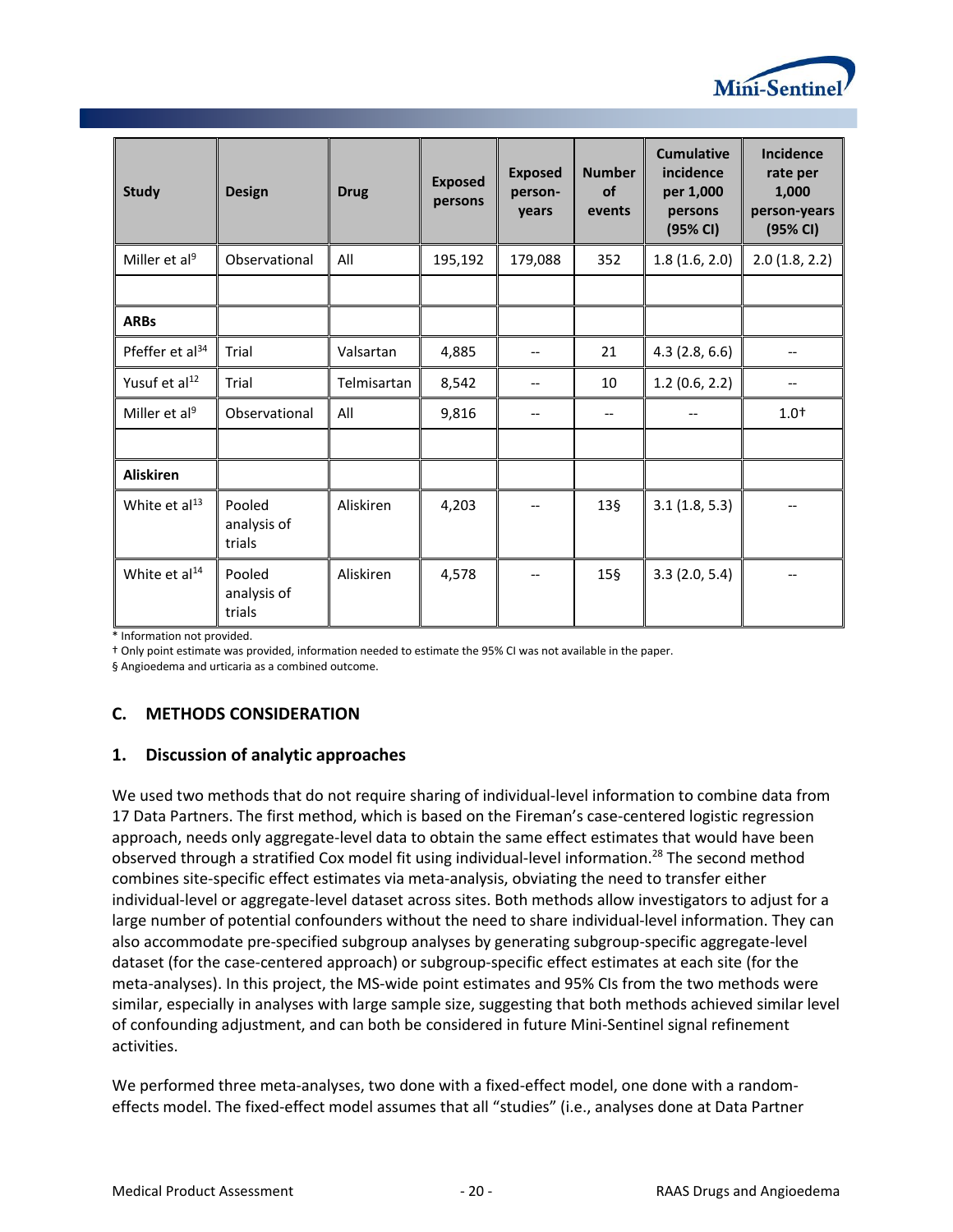| Study | Design | Drug | Exposed persons | Exposed person-years | Number of events | Cumulative incidence per 1,000 persons (95% CI) | Incidence rate per 1,000 person-years (95% CI) |
|---|---|---|---|---|---|---|---|
| Miller et al[9] | Observational | All | 195,192 | 179,088 | 352 | 1.8 (1.6, 2.0) | 2.0 (1.8, 2.2) |
| | | | | | | | |
| **ARBs** | | | | | | | |
| Pfeffer et al[34] | Trial | Valsartan | 4,885 | -- | 21 | 4.3 (2.8, 6.6) | -- |
| Yusuf et al[12] | Trial | Telmisartan | 8,542 | -- | 10 | 1.2 (0.6, 2.2) | -- |
| Miller et al[9] | Observational | All | 9,816 | -- | -- | -- | 1.0† |
| | | | | | | | |
| **Aliskiren** | | | | | | | |
| White et al[13] | Pooled analysis of trials | Aliskiren | 4,203 | -- | 13§ | 3.1 (1.8, 5.3) | -- |
| White et al[14] | Pooled analysis of trials | Aliskiren | 4,578 | -- | 15§ | 3.3 (2.0, 5.4) | -- |

* Information not provided.
† Only point estimate was provided, information needed to estimate the 95% CI was not available in the paper.
§ Angioedema and urticaria as a combined outcome.

## C. METHODS CONSIDERATION

### 1. Discussion of analytic approaches

We used two methods that do not require sharing of individual-level information to combine data from 17 Data Partners. The first method, which is based on the Fireman's case-centered logistic regression approach, needs only aggregate-level data to obtain the same effect estimates that would have been observed through a stratified Cox model fit using individual-level information.[28] The second method combines site-specific effect estimates via meta-analysis, obviating the need to transfer either individual-level or aggregate-level dataset across sites. Both methods allow investigators to adjust for a large number of potential confounders without the need to share individual-level information. They can also accommodate pre-specified subgroup analyses by generating subgroup-specific aggregate-level dataset (for the case-centered approach) or subgroup-specific effect estimates at each site (for the meta-analyses). In this project, the MS-wide point estimates and 95% CIs from the two methods were similar, especially in analyses with large sample size, suggesting that both methods achieved similar level of confounding adjustment, and can both be considered in future Mini-Sentinel signal refinement activities.

We performed three meta-analyses, two done with a fixed-effect model, one done with a random-effects model. The fixed-effect model assumes that all "studies" (i.e., analyses done at Data Partner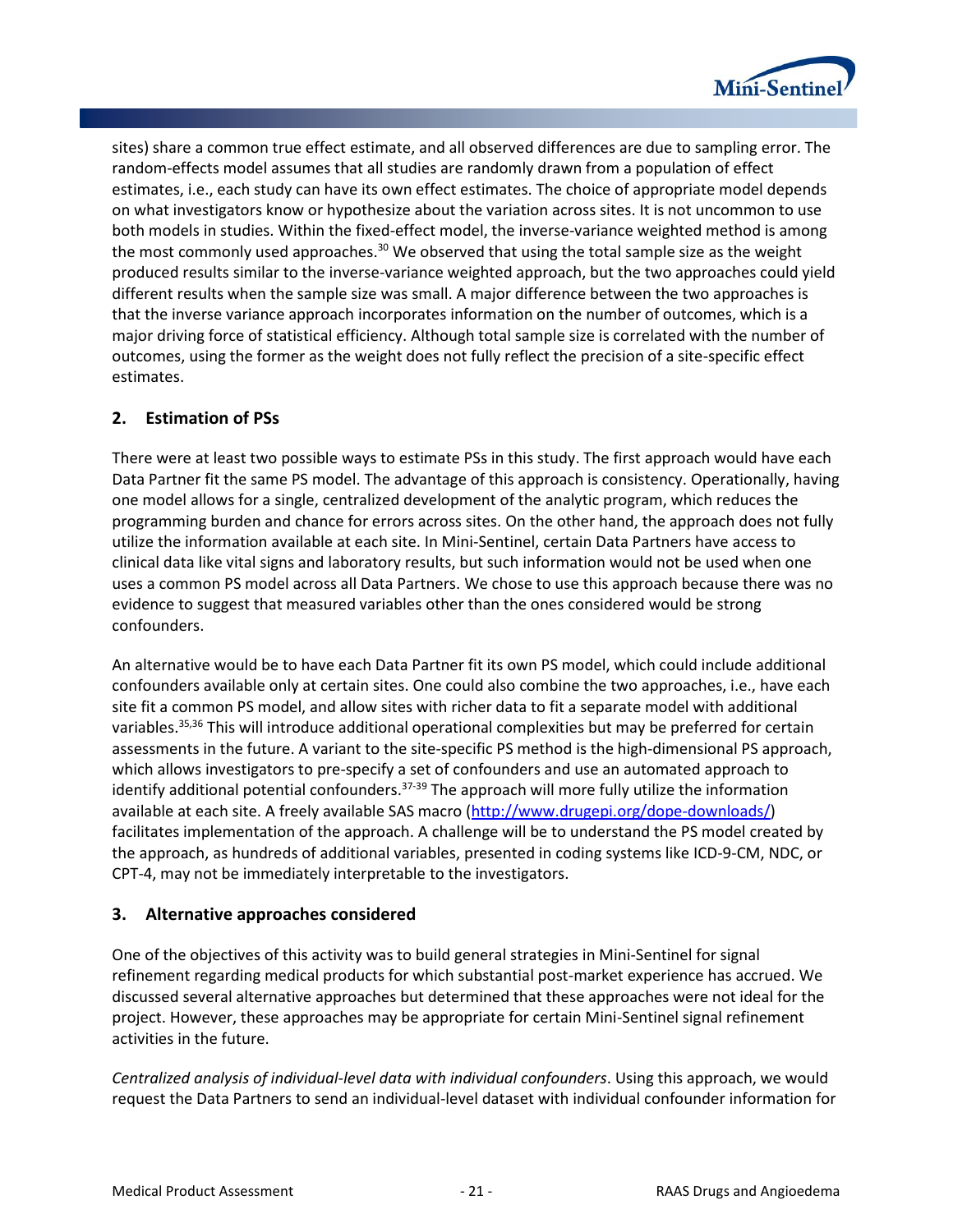sites) share a common true effect estimate, and all observed differences are due to sampling error. The random-effects model assumes that all studies are randomly drawn from a population of effect estimates, i.e., each study can have its own effect estimates. The choice of appropriate model depends on what investigators know or hypothesize about the variation across sites. It is not uncommon to use both models in studies. Within the fixed-effect model, the inverse-variance weighted method is among the most commonly used approaches.[30] We observed that using the total sample size as the weight produced results similar to the inverse-variance weighted approach, but the two approaches could yield different results when the sample size was small. A major difference between the two approaches is that the inverse variance approach incorporates information on the number of outcomes, which is a major driving force of statistical efficiency. Although total sample size is correlated with the number of outcomes, using the former as the weight does not fully reflect the precision of a site-specific effect estimates.

## 2. Estimation of PSs

There were at least two possible ways to estimate PSs in this study. The first approach would have each Data Partner fit the same PS model. The advantage of this approach is consistency. Operationally, having one model allows for a single, centralized development of the analytic program, which reduces the programming burden and chance for errors across sites. On the other hand, the approach does not fully utilize the information available at each site. In Mini-Sentinel, certain Data Partners have access to clinical data like vital signs and laboratory results, but such information would not be used when one uses a common PS model across all Data Partners. We chose to use this approach because there was no evidence to suggest that measured variables other than the ones considered would be strong confounders.

An alternative would be to have each Data Partner fit its own PS model, which could include additional confounders available only at certain sites. One could also combine the two approaches, i.e., have each site fit a common PS model, and allow sites with richer data to fit a separate model with additional variables.[35,36] This will introduce additional operational complexities but may be preferred for certain assessments in the future. A variant to the site-specific PS method is the high-dimensional PS approach, which allows investigators to pre-specify a set of confounders and use an automated approach to identify additional potential confounders.[37-39] The approach will more fully utilize the information available at each site. A freely available SAS macro (http://www.drugepi.org/dope-downloads/) facilitates implementation of the approach. A challenge will be to understand the PS model created by the approach, as hundreds of additional variables, presented in coding systems like ICD-9-CM, NDC, or CPT-4, may not be immediately interpretable to the investigators.

## 3. Alternative approaches considered

One of the objectives of this activity was to build general strategies in Mini-Sentinel for signal refinement regarding medical products for which substantial post-market experience has accrued. We discussed several alternative approaches but determined that these approaches were not ideal for the project. However, these approaches may be appropriate for certain Mini-Sentinel signal refinement activities in the future.

*Centralized analysis of individual-level data with individual confounders*. Using this approach, we would request the Data Partners to send an individual-level dataset with individual confounder information for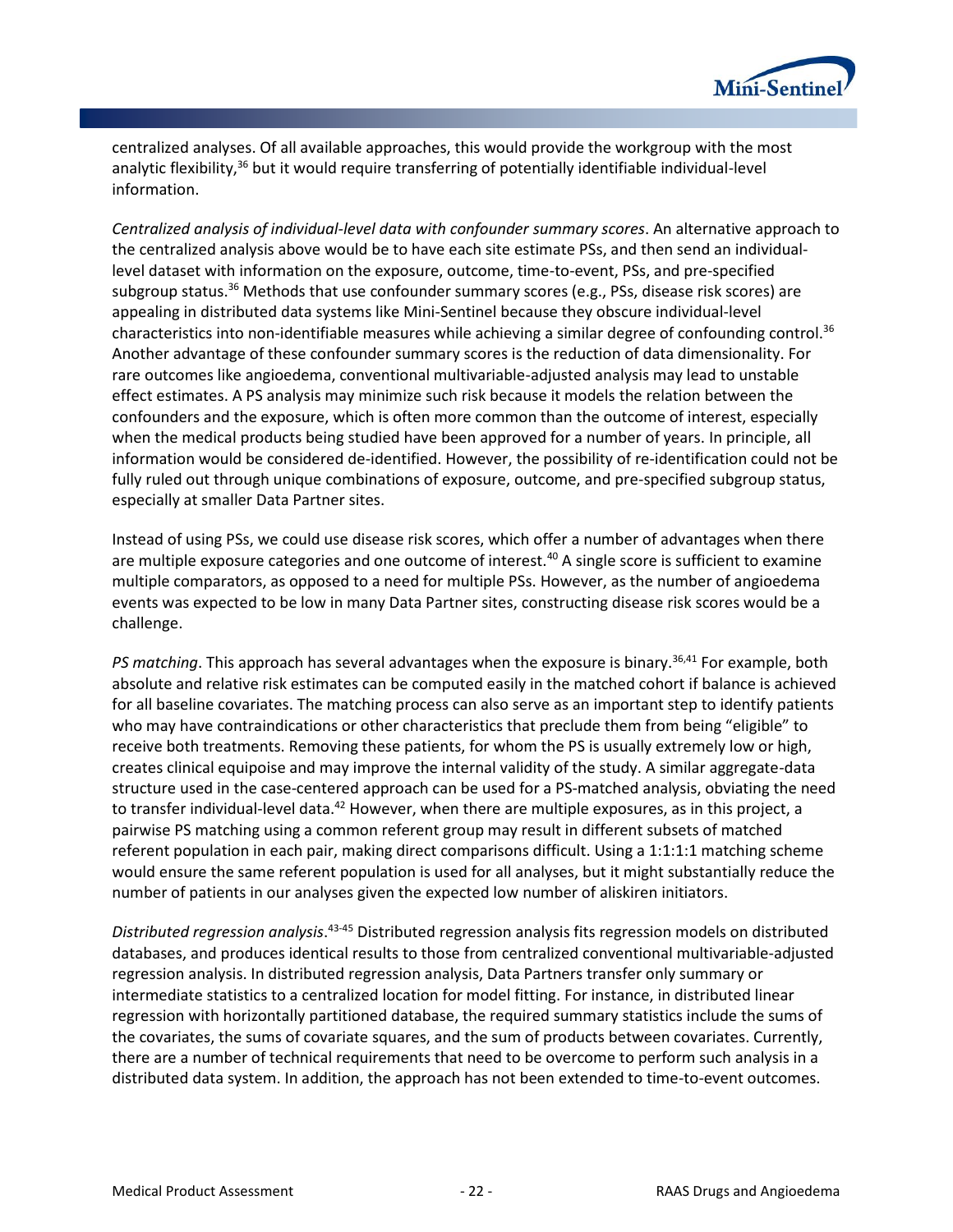centralized analyses. Of all available approaches, this would provide the workgroup with the most analytic flexibility,[36] but it would require transferring of potentially identifiable individual-level information.

*Centralized analysis of individual-level data with confounder summary scores*. An alternative approach to the centralized analysis above would be to have each site estimate PSs, and then send an individual-level dataset with information on the exposure, outcome, time-to-event, PSs, and pre-specified subgroup status.[36] Methods that use confounder summary scores (e.g., PSs, disease risk scores) are appealing in distributed data systems like Mini-Sentinel because they obscure individual-level characteristics into non-identifiable measures while achieving a similar degree of confounding control.[36] Another advantage of these confounder summary scores is the reduction of data dimensionality. For rare outcomes like angioedema, conventional multivariable-adjusted analysis may lead to unstable effect estimates. A PS analysis may minimize such risk because it models the relation between the confounders and the exposure, which is often more common than the outcome of interest, especially when the medical products being studied have been approved for a number of years. In principle, all information would be considered de-identified. However, the possibility of re-identification could not be fully ruled out through unique combinations of exposure, outcome, and pre-specified subgroup status, especially at smaller Data Partner sites.

Instead of using PSs, we could use disease risk scores, which offer a number of advantages when there are multiple exposure categories and one outcome of interest.[40] A single score is sufficient to examine multiple comparators, as opposed to a need for multiple PSs. However, as the number of angioedema events was expected to be low in many Data Partner sites, constructing disease risk scores would be a challenge.

*PS matching*. This approach has several advantages when the exposure is binary.[36,41] For example, both absolute and relative risk estimates can be computed easily in the matched cohort if balance is achieved for all baseline covariates. The matching process can also serve as an important step to identify patients who may have contraindications or other characteristics that preclude them from being "eligible" to receive both treatments. Removing these patients, for whom the PS is usually extremely low or high, creates clinical equipoise and may improve the internal validity of the study. A similar aggregate-data structure used in the case-centered approach can be used for a PS-matched analysis, obviating the need to transfer individual-level data.[42] However, when there are multiple exposures, as in this project, a pairwise PS matching using a common referent group may result in different subsets of matched referent population in each pair, making direct comparisons difficult. Using a 1:1:1:1 matching scheme would ensure the same referent population is used for all analyses, but it might substantially reduce the number of patients in our analyses given the expected low number of aliskiren initiators.

*Distributed regression analysis*.[43-45] Distributed regression analysis fits regression models on distributed databases, and produces identical results to those from centralized conventional multivariable-adjusted regression analysis. In distributed regression analysis, Data Partners transfer only summary or intermediate statistics to a centralized location for model fitting. For instance, in distributed linear regression with horizontally partitioned database, the required summary statistics include the sums of the covariates, the sums of covariate squares, and the sum of products between covariates. Currently, there are a number of technical requirements that need to be overcome to perform such analysis in a distributed data system. In addition, the approach has not been extended to time-to-event outcomes.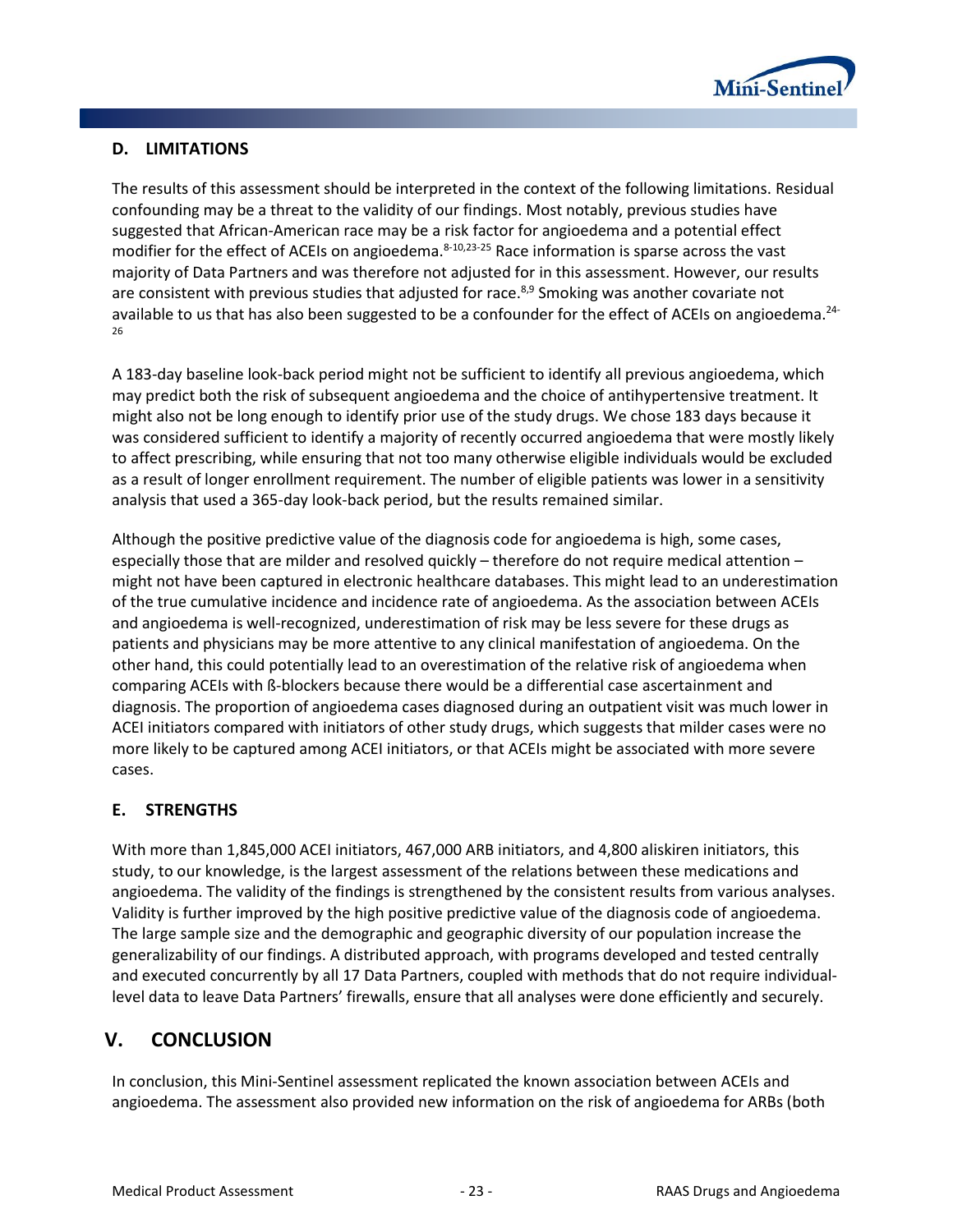### D. LIMITATIONS

The results of this assessment should be interpreted in the context of the following limitations. Residual confounding may be a threat to the validity of our findings. Most notably, previous studies have suggested that African-American race may be a risk factor for angioedema and a potential effect modifier for the effect of ACEIs on angioedema.[8-10,23-25] Race information is sparse across the vast majority of Data Partners and was therefore not adjusted for in this assessment. However, our results are consistent with previous studies that adjusted for race.[8,9] Smoking was another covariate not available to us that has also been suggested to be a confounder for the effect of ACEIs on angioedema.[24-26]

A 183-day baseline look-back period might not be sufficient to identify all previous angioedema, which may predict both the risk of subsequent angioedema and the choice of antihypertensive treatment. It might also not be long enough to identify prior use of the study drugs. We chose 183 days because it was considered sufficient to identify a majority of recently occurred angioedema that were mostly likely to affect prescribing, while ensuring that not too many otherwise eligible individuals would be excluded as a result of longer enrollment requirement. The number of eligible patients was lower in a sensitivity analysis that used a 365-day look-back period, but the results remained similar.

Although the positive predictive value of the diagnosis code for angioedema is high, some cases, especially those that are milder and resolved quickly – therefore do not require medical attention – might not have been captured in electronic healthcare databases. This might lead to an underestimation of the true cumulative incidence and incidence rate of angioedema. As the association between ACEIs and angioedema is well-recognized, underestimation of risk may be less severe for these drugs as patients and physicians may be more attentive to any clinical manifestation of angioedema. On the other hand, this could potentially lead to an overestimation of the relative risk of angioedema when comparing ACEIs with ß-blockers because there would be a differential case ascertainment and diagnosis. The proportion of angioedema cases diagnosed during an outpatient visit was much lower in ACEI initiators compared with initiators of other study drugs, which suggests that milder cases were no more likely to be captured among ACEI initiators, or that ACEIs might be associated with more severe cases.

### E. STRENGTHS

With more than 1,845,000 ACEI initiators, 467,000 ARB initiators, and 4,800 aliskiren initiators, this study, to our knowledge, is the largest assessment of the relations between these medications and angioedema. The validity of the findings is strengthened by the consistent results from various analyses. Validity is further improved by the high positive predictive value of the diagnosis code of angioedema. The large sample size and the demographic and geographic diversity of our population increase the generalizability of our findings. A distributed approach, with programs developed and tested centrally and executed concurrently by all 17 Data Partners, coupled with methods that do not require individual-level data to leave Data Partners' firewalls, ensure that all analyses were done efficiently and securely.

## V. CONCLUSION

In conclusion, this Mini-Sentinel assessment replicated the known association between ACEIs and angioedema. The assessment also provided new information on the risk of angioedema for ARBs (both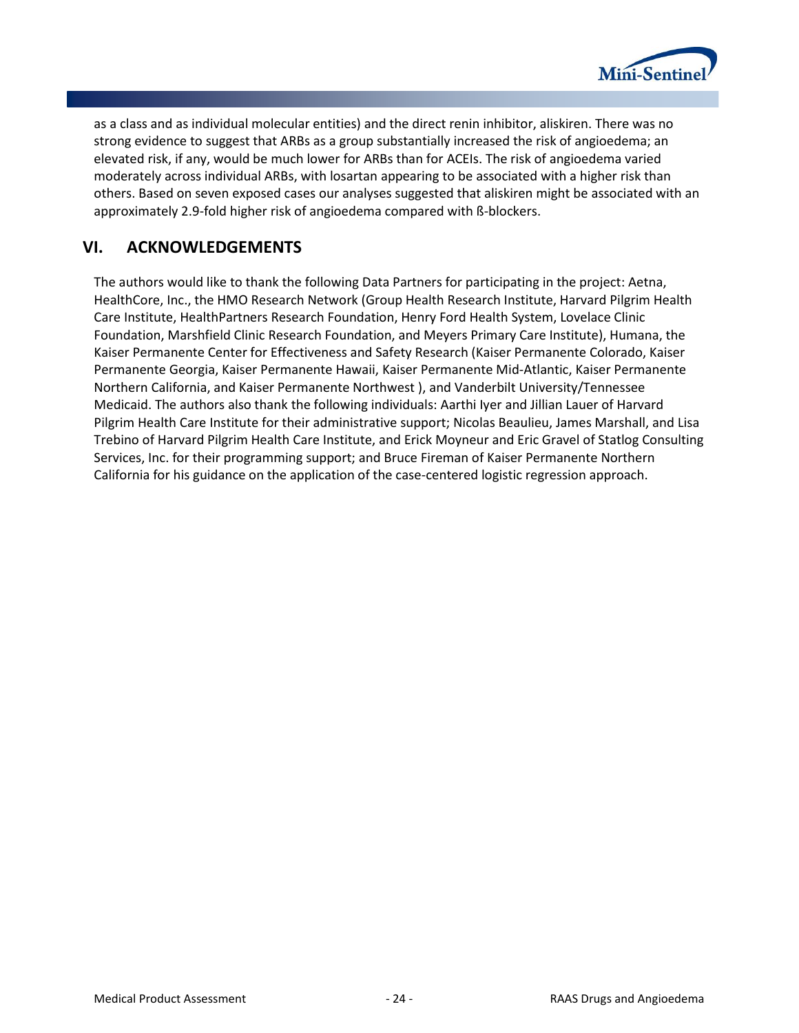as a class and as individual molecular entities) and the direct renin inhibitor, aliskiren. There was no strong evidence to suggest that ARBs as a group substantially increased the risk of angioedema; an elevated risk, if any, would be much lower for ARBs than for ACEIs. The risk of angioedema varied moderately across individual ARBs, with losartan appearing to be associated with a higher risk than others. Based on seven exposed cases our analyses suggested that aliskiren might be associated with an approximately 2.9-fold higher risk of angioedema compared with ß-blockers.

## VI. ACKNOWLEDGEMENTS

The authors would like to thank the following Data Partners for participating in the project: Aetna, HealthCore, Inc., the HMO Research Network (Group Health Research Institute, Harvard Pilgrim Health Care Institute, HealthPartners Research Foundation, Henry Ford Health System, Lovelace Clinic Foundation, Marshfield Clinic Research Foundation, and Meyers Primary Care Institute), Humana, the Kaiser Permanente Center for Effectiveness and Safety Research (Kaiser Permanente Colorado, Kaiser Permanente Georgia, Kaiser Permanente Hawaii, Kaiser Permanente Mid-Atlantic, Kaiser Permanente Northern California, and Kaiser Permanente Northwest ), and Vanderbilt University/Tennessee Medicaid. The authors also thank the following individuals: Aarthi Iyer and Jillian Lauer of Harvard Pilgrim Health Care Institute for their administrative support; Nicolas Beaulieu, James Marshall, and Lisa Trebino of Harvard Pilgrim Health Care Institute, and Erick Moyneur and Eric Gravel of Statlog Consulting Services, Inc. for their programming support; and Bruce Fireman of Kaiser Permanente Northern California for his guidance on the application of the case-centered logistic regression approach.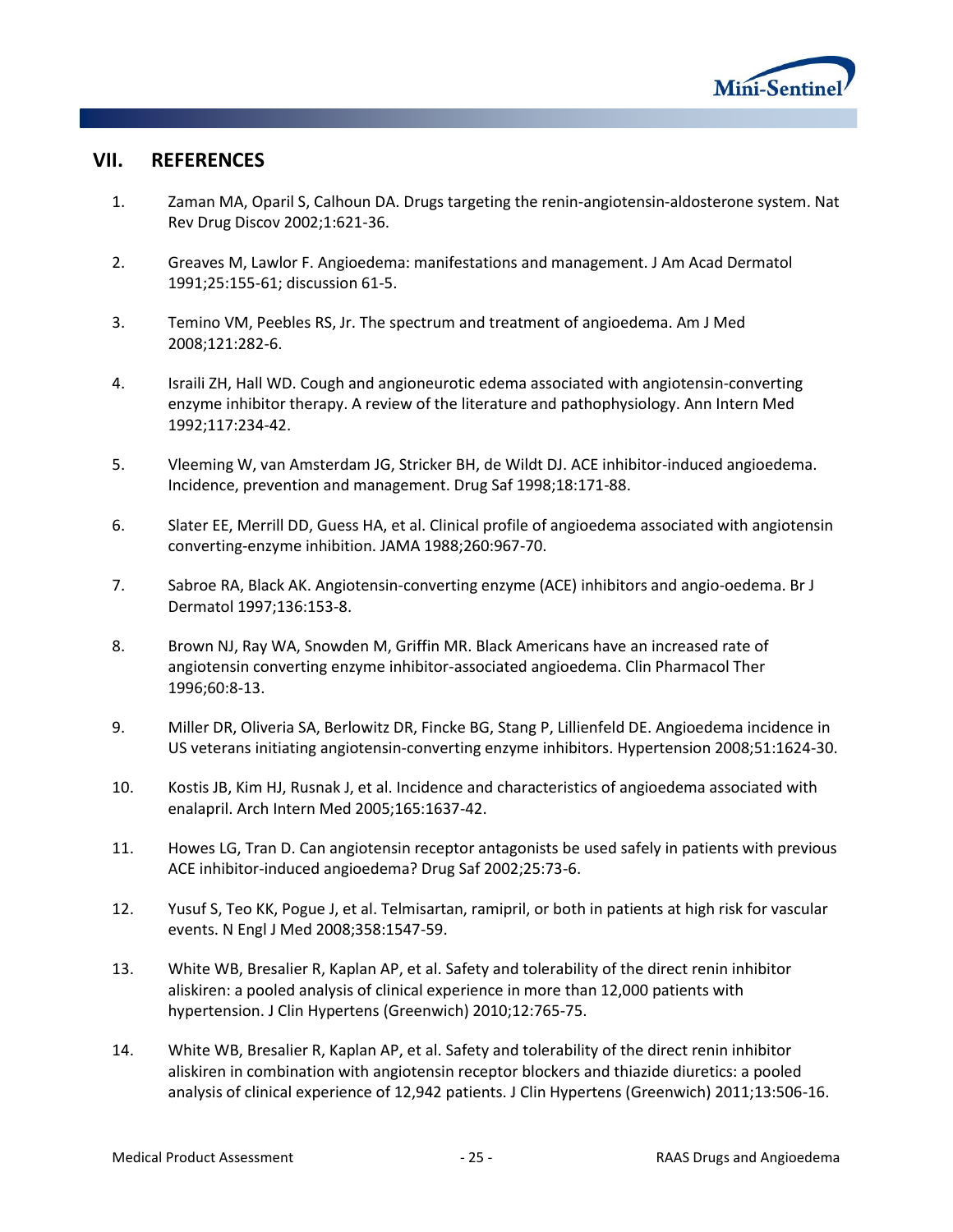## VII. REFERENCES

1. Zaman MA, Oparil S, Calhoun DA. Drugs targeting the renin-angiotensin-aldosterone system. Nat Rev Drug Discov 2002;1:621-36.

2. Greaves M, Lawlor F. Angioedema: manifestations and management. J Am Acad Dermatol 1991;25:155-61; discussion 61-5.

3. Temino VM, Peebles RS, Jr. The spectrum and treatment of angioedema. Am J Med 2008;121:282-6.

4. Israili ZH, Hall WD. Cough and angioneurotic edema associated with angiotensin-converting enzyme inhibitor therapy. A review of the literature and pathophysiology. Ann Intern Med 1992;117:234-42.

5. Vleeming W, van Amsterdam JG, Stricker BH, de Wildt DJ. ACE inhibitor-induced angioedema. Incidence, prevention and management. Drug Saf 1998;18:171-88.

6. Slater EE, Merrill DD, Guess HA, et al. Clinical profile of angioedema associated with angiotensin converting-enzyme inhibition. JAMA 1988;260:967-70.

7. Sabroe RA, Black AK. Angiotensin-converting enzyme (ACE) inhibitors and angio-oedema. Br J Dermatol 1997;136:153-8.

8. Brown NJ, Ray WA, Snowden M, Griffin MR. Black Americans have an increased rate of angiotensin converting enzyme inhibitor-associated angioedema. Clin Pharmacol Ther 1996;60:8-13.

9. Miller DR, Oliveria SA, Berlowitz DR, Fincke BG, Stang P, Lillienfeld DE. Angioedema incidence in US veterans initiating angiotensin-converting enzyme inhibitors. Hypertension 2008;51:1624-30.

10. Kostis JB, Kim HJ, Rusnak J, et al. Incidence and characteristics of angioedema associated with enalapril. Arch Intern Med 2005;165:1637-42.

11. Howes LG, Tran D. Can angiotensin receptor antagonists be used safely in patients with previous ACE inhibitor-induced angioedema? Drug Saf 2002;25:73-6.

12. Yusuf S, Teo KK, Pogue J, et al. Telmisartan, ramipril, or both in patients at high risk for vascular events. N Engl J Med 2008;358:1547-59.

13. White WB, Bresalier R, Kaplan AP, et al. Safety and tolerability of the direct renin inhibitor aliskiren: a pooled analysis of clinical experience in more than 12,000 patients with hypertension. J Clin Hypertens (Greenwich) 2010;12:765-75.

14. White WB, Bresalier R, Kaplan AP, et al. Safety and tolerability of the direct renin inhibitor aliskiren in combination with angiotensin receptor blockers and thiazide diuretics: a pooled analysis of clinical experience of 12,942 patients. J Clin Hypertens (Greenwich) 2011;13:506-16.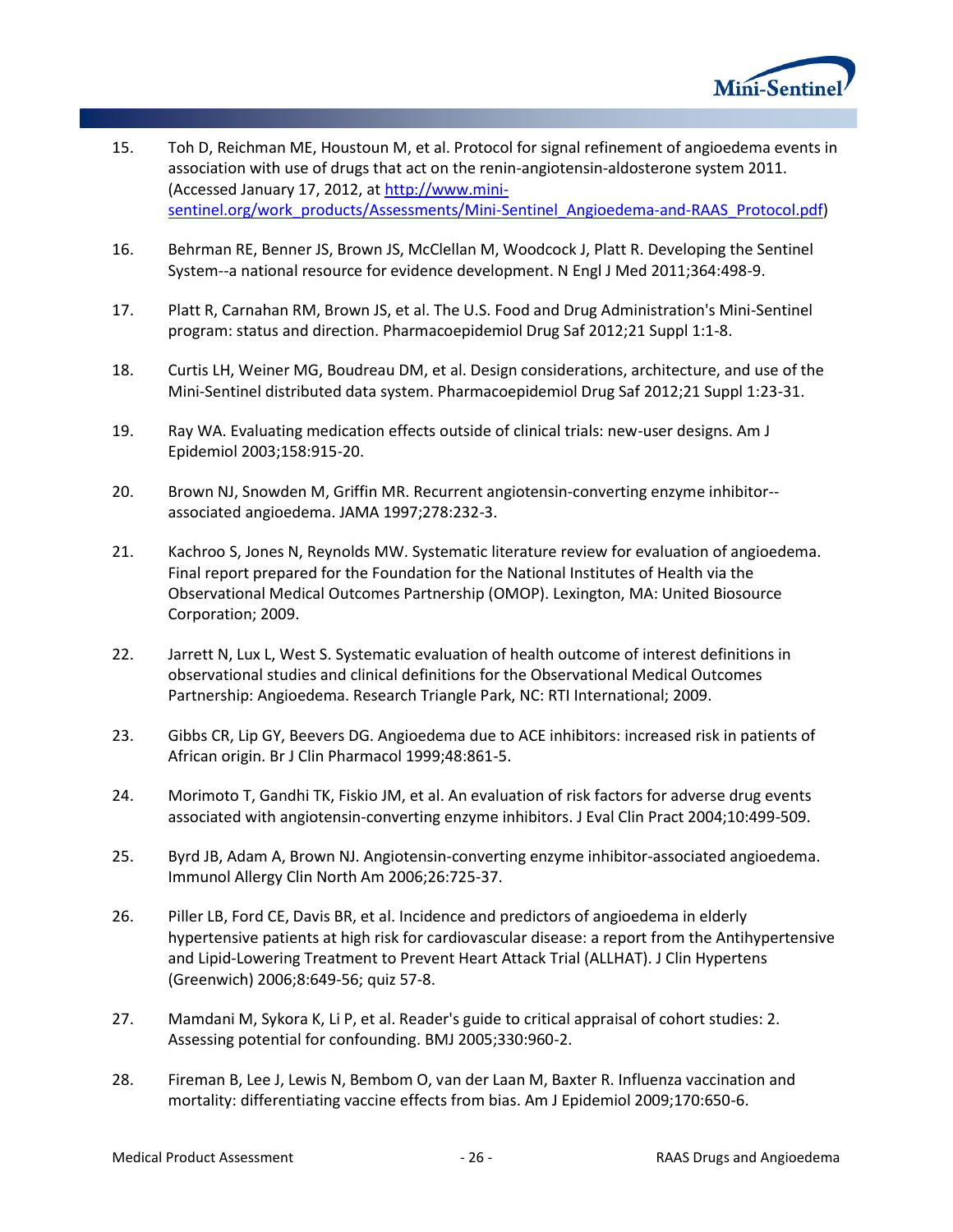15. Toh D, Reichman ME, Houstoun M, et al. Protocol for signal refinement of angioedema events in association with use of drugs that act on the renin-angiotensin-aldosterone system 2011. (Accessed January 17, 2012, at http://www.mini-sentinel.org/work_products/Assessments/Mini-Sentinel_Angioedema-and-RAAS_Protocol.pdf)

16. Behrman RE, Benner JS, Brown JS, McClellan M, Woodcock J, Platt R. Developing the Sentinel System--a national resource for evidence development. N Engl J Med 2011;364:498-9.

17. Platt R, Carnahan RM, Brown JS, et al. The U.S. Food and Drug Administration's Mini-Sentinel program: status and direction. Pharmacoepidemiol Drug Saf 2012;21 Suppl 1:1-8.

18. Curtis LH, Weiner MG, Boudreau DM, et al. Design considerations, architecture, and use of the Mini-Sentinel distributed data system. Pharmacoepidemiol Drug Saf 2012;21 Suppl 1:23-31.

19. Ray WA. Evaluating medication effects outside of clinical trials: new-user designs. Am J Epidemiol 2003;158:915-20.

20. Brown NJ, Snowden M, Griffin MR. Recurrent angiotensin-converting enzyme inhibitor--associated angioedema. JAMA 1997;278:232-3.

21. Kachroo S, Jones N, Reynolds MW. Systematic literature review for evaluation of angioedema. Final report prepared for the Foundation for the National Institutes of Health via the Observational Medical Outcomes Partnership (OMOP). Lexington, MA: United Biosource Corporation; 2009.

22. Jarrett N, Lux L, West S. Systematic evaluation of health outcome of interest definitions in observational studies and clinical definitions for the Observational Medical Outcomes Partnership: Angioedema. Research Triangle Park, NC: RTI International; 2009.

23. Gibbs CR, Lip GY, Beevers DG. Angioedema due to ACE inhibitors: increased risk in patients of African origin. Br J Clin Pharmacol 1999;48:861-5.

24. Morimoto T, Gandhi TK, Fiskio JM, et al. An evaluation of risk factors for adverse drug events associated with angiotensin-converting enzyme inhibitors. J Eval Clin Pract 2004;10:499-509.

25. Byrd JB, Adam A, Brown NJ. Angiotensin-converting enzyme inhibitor-associated angioedema. Immunol Allergy Clin North Am 2006;26:725-37.

26. Piller LB, Ford CE, Davis BR, et al. Incidence and predictors of angioedema in elderly hypertensive patients at high risk for cardiovascular disease: a report from the Antihypertensive and Lipid-Lowering Treatment to Prevent Heart Attack Trial (ALLHAT). J Clin Hypertens (Greenwich) 2006;8:649-56; quiz 57-8.

27. Mamdani M, Sykora K, Li P, et al. Reader's guide to critical appraisal of cohort studies: 2. Assessing potential for confounding. BMJ 2005;330:960-2.

28. Fireman B, Lee J, Lewis N, Bembom O, van der Laan M, Baxter R. Influenza vaccination and mortality: differentiating vaccine effects from bias. Am J Epidemiol 2009;170:650-6.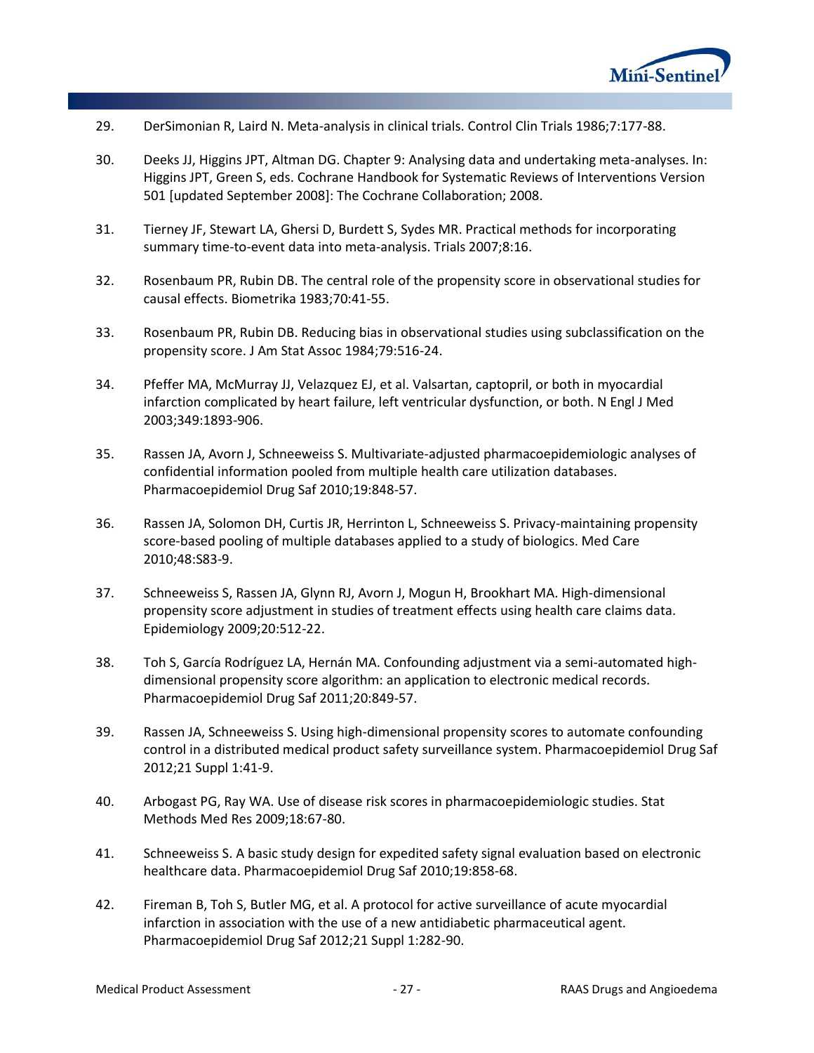29. DerSimonian R, Laird N. Meta-analysis in clinical trials. Control Clin Trials 1986;7:177-88.

30. Deeks JJ, Higgins JPT, Altman DG. Chapter 9: Analysing data and undertaking meta-analyses. In: Higgins JPT, Green S, eds. Cochrane Handbook for Systematic Reviews of Interventions Version 501 [updated September 2008]: The Cochrane Collaboration; 2008.

31. Tierney JF, Stewart LA, Ghersi D, Burdett S, Sydes MR. Practical methods for incorporating summary time-to-event data into meta-analysis. Trials 2007;8:16.

32. Rosenbaum PR, Rubin DB. The central role of the propensity score in observational studies for causal effects. Biometrika 1983;70:41-55.

33. Rosenbaum PR, Rubin DB. Reducing bias in observational studies using subclassification on the propensity score. J Am Stat Assoc 1984;79:516-24.

34. Pfeffer MA, McMurray JJ, Velazquez EJ, et al. Valsartan, captopril, or both in myocardial infarction complicated by heart failure, left ventricular dysfunction, or both. N Engl J Med 2003;349:1893-906.

35. Rassen JA, Avorn J, Schneeweiss S. Multivariate-adjusted pharmacoepidemiologic analyses of confidential information pooled from multiple health care utilization databases. Pharmacoepidemiol Drug Saf 2010;19:848-57.

36. Rassen JA, Solomon DH, Curtis JR, Herrinton L, Schneeweiss S. Privacy-maintaining propensity score-based pooling of multiple databases applied to a study of biologics. Med Care 2010;48:S83-9.

37. Schneeweiss S, Rassen JA, Glynn RJ, Avorn J, Mogun H, Brookhart MA. High-dimensional propensity score adjustment in studies of treatment effects using health care claims data. Epidemiology 2009;20:512-22.

38. Toh S, García Rodríguez LA, Hernán MA. Confounding adjustment via a semi-automated high-dimensional propensity score algorithm: an application to electronic medical records. Pharmacoepidemiol Drug Saf 2011;20:849-57.

39. Rassen JA, Schneeweiss S. Using high-dimensional propensity scores to automate confounding control in a distributed medical product safety surveillance system. Pharmacoepidemiol Drug Saf 2012;21 Suppl 1:41-9.

40. Arbogast PG, Ray WA. Use of disease risk scores in pharmacoepidemiologic studies. Stat Methods Med Res 2009;18:67-80.

41. Schneeweiss S. A basic study design for expedited safety signal evaluation based on electronic healthcare data. Pharmacoepidemiol Drug Saf 2010;19:858-68.

42. Fireman B, Toh S, Butler MG, et al. A protocol for active surveillance of acute myocardial infarction in association with the use of a new antidiabetic pharmaceutical agent. Pharmacoepidemiol Drug Saf 2012;21 Suppl 1:282-90.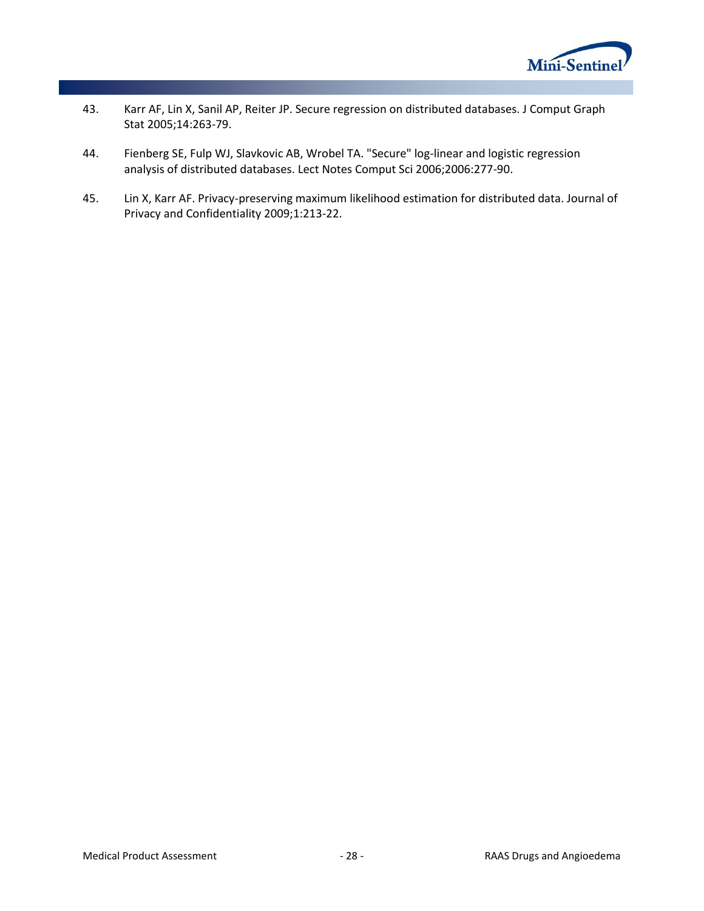43. Karr AF, Lin X, Sanil AP, Reiter JP. Secure regression on distributed databases. J Comput Graph Stat 2005;14:263-79.

44. Fienberg SE, Fulp WJ, Slavkovic AB, Wrobel TA. "Secure" log-linear and logistic regression analysis of distributed databases. Lect Notes Comput Sci 2006;2006:277-90.

45. Lin X, Karr AF. Privacy-preserving maximum likelihood estimation for distributed data. Journal of Privacy and Confidentiality 2009;1:213-22.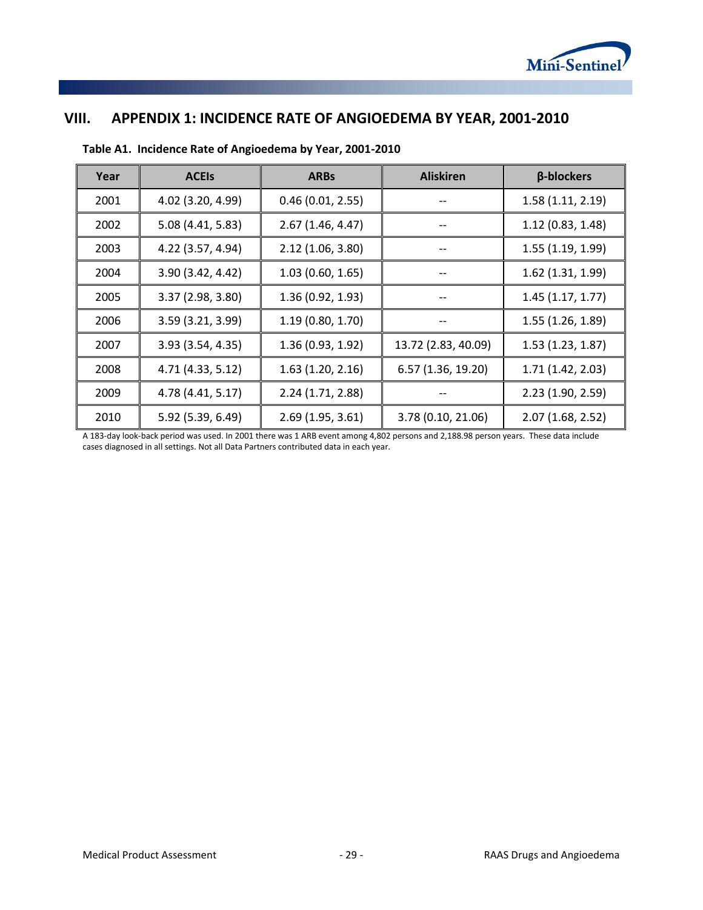# VIII. APPENDIX 1: INCIDENCE RATE OF ANGIOEDEMA BY YEAR, 2001-2010

**Table A1. Incidence Rate of Angioedema by Year, 2001-2010**

| Year | ACEIs | ARBs | Aliskiren | β-blockers |
|---|---|---|---|---|
| 2001 | 4.02 (3.20, 4.99) | 0.46 (0.01, 2.55) | -- | 1.58 (1.11, 2.19) |
| 2002 | 5.08 (4.41, 5.83) | 2.67 (1.46, 4.47) | -- | 1.12 (0.83, 1.48) |
| 2003 | 4.22 (3.57, 4.94) | 2.12 (1.06, 3.80) | -- | 1.55 (1.19, 1.99) |
| 2004 | 3.90 (3.42, 4.42) | 1.03 (0.60, 1.65) | -- | 1.62 (1.31, 1.99) |
| 2005 | 3.37 (2.98, 3.80) | 1.36 (0.92, 1.93) | -- | 1.45 (1.17, 1.77) |
| 2006 | 3.59 (3.21, 3.99) | 1.19 (0.80, 1.70) | -- | 1.55 (1.26, 1.89) |
| 2007 | 3.93 (3.54, 4.35) | 1.36 (0.93, 1.92) | 13.72 (2.83, 40.09) | 1.53 (1.23, 1.87) |
| 2008 | 4.71 (4.33, 5.12) | 1.63 (1.20, 2.16) | 6.57 (1.36, 19.20) | 1.71 (1.42, 2.03) |
| 2009 | 4.78 (4.41, 5.17) | 2.24 (1.71, 2.88) | -- | 2.23 (1.90, 2.59) |
| 2010 | 5.92 (5.39, 6.49) | 2.69 (1.95, 3.61) | 3.78 (0.10, 21.06) | 2.07 (1.68, 2.52) |

A 183-day look-back period was used. In 2001 there was 1 ARB event among 4,802 persons and 2,188.98 person years. These data include cases diagnosed in all settings. Not all Data Partners contributed data in each year.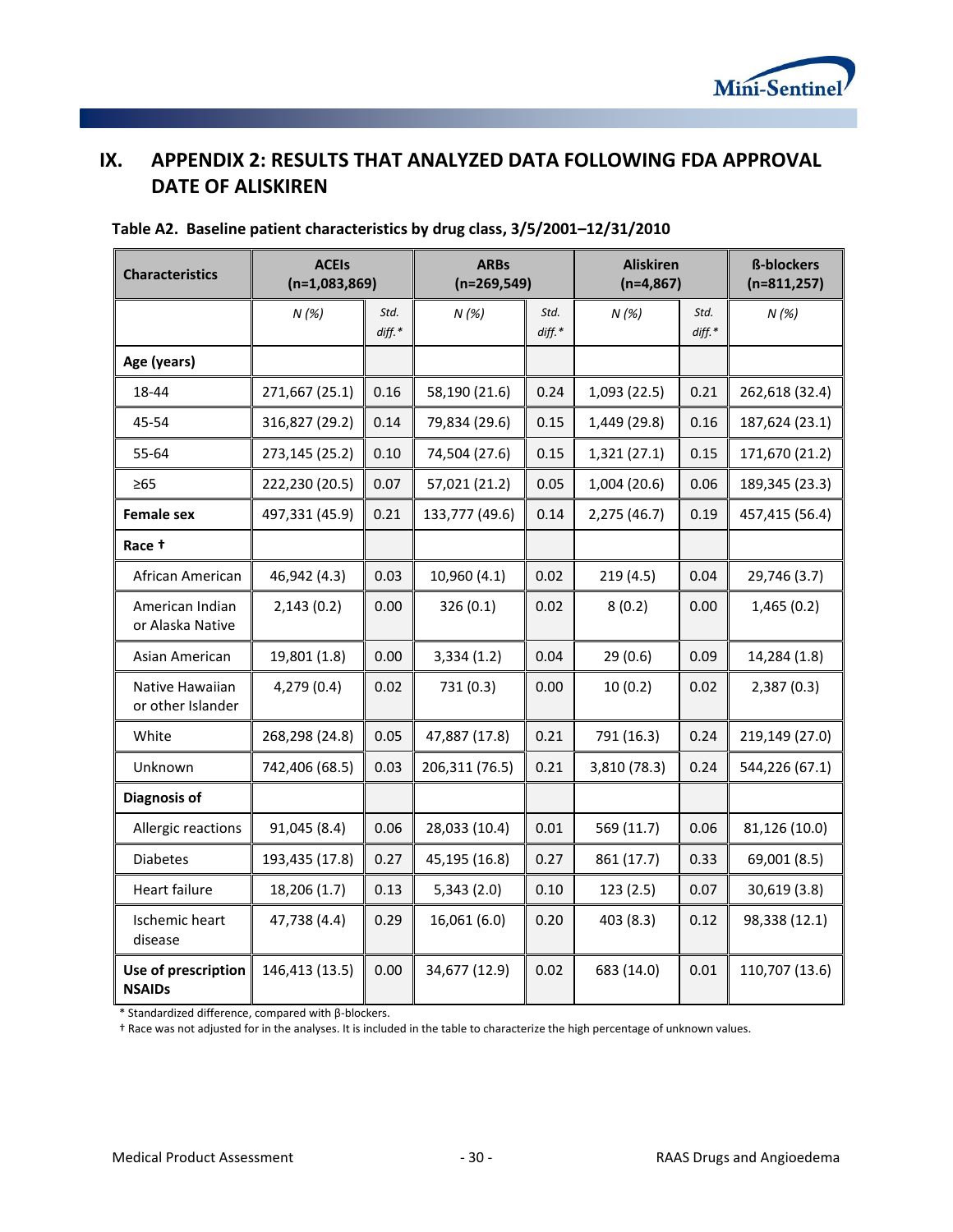## IX. APPENDIX 2: RESULTS THAT ANALYZED DATA FOLLOWING FDA APPROVAL DATE OF ALISKIREN

**Table A2. Baseline patient characteristics by drug class, 3/5/2001–12/31/2010**

| Characteristics | ACEIs (n=1,083,869) | | ARBs (n=269,549) | | Aliskiren (n=4,867) | | ß-blockers (n=811,257) |
|---|---|---|---|---|---|---|---|
| | *N (%)* | *Std. diff.\** | *N (%)* | *Std. diff.\** | *N (%)* | *Std. diff.\** | *N (%)* |
| **Age (years)** | | | | | | | |
| 18-44 | 271,667 (25.1) | 0.16 | 58,190 (21.6) | 0.24 | 1,093 (22.5) | 0.21 | 262,618 (32.4) |
| 45-54 | 316,827 (29.2) | 0.14 | 79,834 (29.6) | 0.15 | 1,449 (29.8) | 0.16 | 187,624 (23.1) |
| 55-64 | 273,145 (25.2) | 0.10 | 74,504 (27.6) | 0.15 | 1,321 (27.1) | 0.15 | 171,670 (21.2) |
| ≥65 | 222,230 (20.5) | 0.07 | 57,021 (21.2) | 0.05 | 1,004 (20.6) | 0.06 | 189,345 (23.3) |
| **Female sex** | 497,331 (45.9) | 0.21 | 133,777 (49.6) | 0.14 | 2,275 (46.7) | 0.19 | 457,415 (56.4) |
| **Race †** | | | | | | | |
| African American | 46,942 (4.3) | 0.03 | 10,960 (4.1) | 0.02 | 219 (4.5) | 0.04 | 29,746 (3.7) |
| American Indian or Alaska Native | 2,143 (0.2) | 0.00 | 326 (0.1) | 0.02 | 8 (0.2) | 0.00 | 1,465 (0.2) |
| Asian American | 19,801 (1.8) | 0.00 | 3,334 (1.2) | 0.04 | 29 (0.6) | 0.09 | 14,284 (1.8) |
| Native Hawaiian or other Islander | 4,279 (0.4) | 0.02 | 731 (0.3) | 0.00 | 10 (0.2) | 0.02 | 2,387 (0.3) |
| White | 268,298 (24.8) | 0.05 | 47,887 (17.8) | 0.21 | 791 (16.3) | 0.24 | 219,149 (27.0) |
| Unknown | 742,406 (68.5) | 0.03 | 206,311 (76.5) | 0.21 | 3,810 (78.3) | 0.24 | 544,226 (67.1) |
| **Diagnosis of** | | | | | | | |
| Allergic reactions | 91,045 (8.4) | 0.06 | 28,033 (10.4) | 0.01 | 569 (11.7) | 0.06 | 81,126 (10.0) |
| Diabetes | 193,435 (17.8) | 0.27 | 45,195 (16.8) | 0.27 | 861 (17.7) | 0.33 | 69,001 (8.5) |
| Heart failure | 18,206 (1.7) | 0.13 | 5,343 (2.0) | 0.10 | 123 (2.5) | 0.07 | 30,619 (3.8) |
| Ischemic heart disease | 47,738 (4.4) | 0.29 | 16,061 (6.0) | 0.20 | 403 (8.3) | 0.12 | 98,338 (12.1) |
| **Use of prescription NSAIDs** | 146,413 (13.5) | 0.00 | 34,677 (12.9) | 0.02 | 683 (14.0) | 0.01 | 110,707 (13.6) |

\* Standardized difference, compared with β-blockers.

† Race was not adjusted for in the analyses. It is included in the table to characterize the high percentage of unknown values.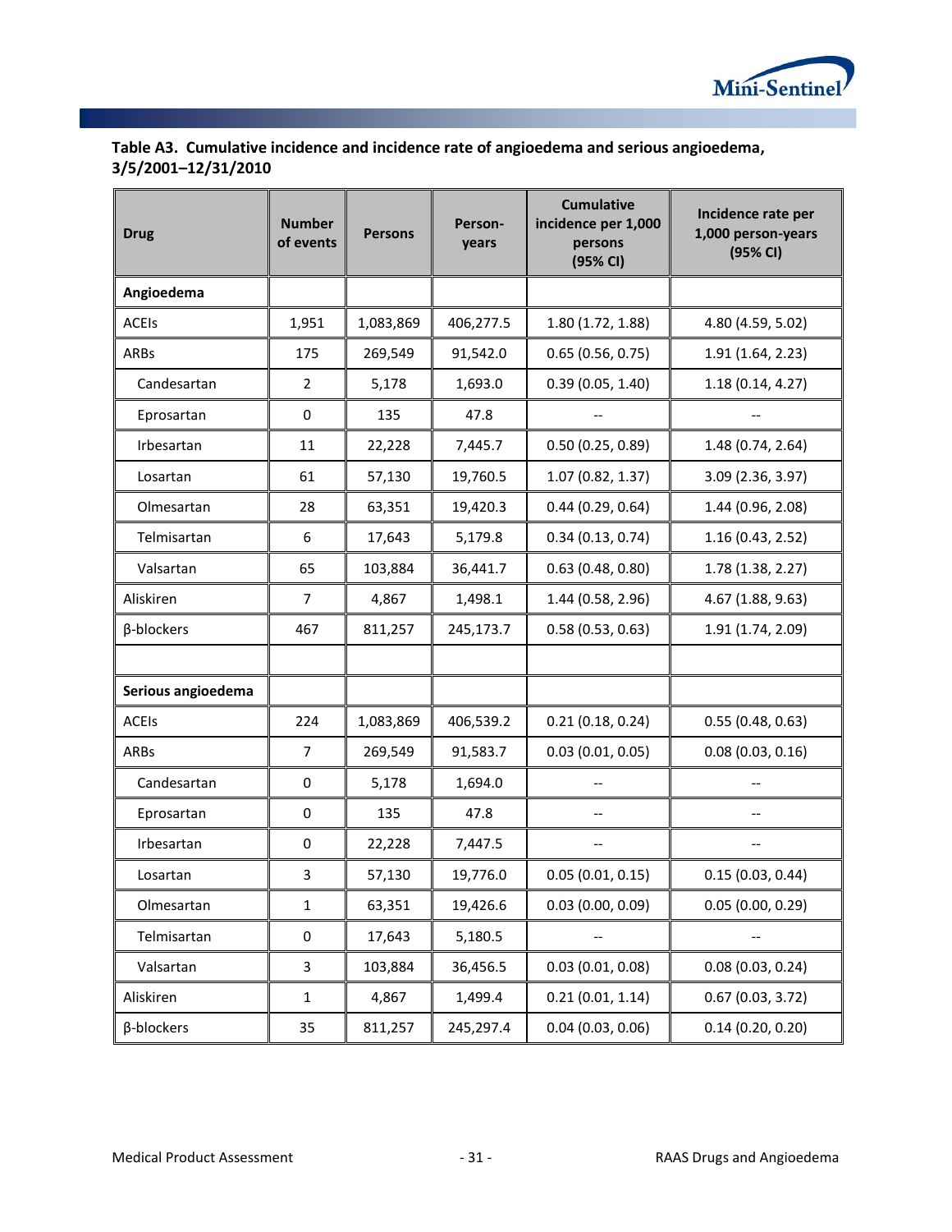**Table A3. Cumulative incidence and incidence rate of angioedema and serious angioedema, 3/5/2001–12/31/2010**

| Drug | Number of events | Persons | Person-years | Cumulative incidence per 1,000 persons (95% CI) | Incidence rate per 1,000 person-years (95% CI) |
|---|---|---|---|---|---|
| **Angioedema** | | | | | |
| ACEIs | 1,951 | 1,083,869 | 406,277.5 | 1.80 (1.72, 1.88) | 4.80 (4.59, 5.02) |
| ARBs | 175 | 269,549 | 91,542.0 | 0.65 (0.56, 0.75) | 1.91 (1.64, 2.23) |
| Candesartan | 2 | 5,178 | 1,693.0 | 0.39 (0.05, 1.40) | 1.18 (0.14, 4.27) |
| Eprosartan | 0 | 135 | 47.8 | -- | -- |
| Irbesartan | 11 | 22,228 | 7,445.7 | 0.50 (0.25, 0.89) | 1.48 (0.74, 2.64) |
| Losartan | 61 | 57,130 | 19,760.5 | 1.07 (0.82, 1.37) | 3.09 (2.36, 3.97) |
| Olmesartan | 28 | 63,351 | 19,420.3 | 0.44 (0.29, 0.64) | 1.44 (0.96, 2.08) |
| Telmisartan | 6 | 17,643 | 5,179.8 | 0.34 (0.13, 0.74) | 1.16 (0.43, 2.52) |
| Valsartan | 65 | 103,884 | 36,441.7 | 0.63 (0.48, 0.80) | 1.78 (1.38, 2.27) |
| Aliskiren | 7 | 4,867 | 1,498.1 | 1.44 (0.58, 2.96) | 4.67 (1.88, 9.63) |
| β-blockers | 467 | 811,257 | 245,173.7 | 0.58 (0.53, 0.63) | 1.91 (1.74, 2.09) |
| | | | | | |
| **Serious angioedema** | | | | | |
| ACEIs | 224 | 1,083,869 | 406,539.2 | 0.21 (0.18, 0.24) | 0.55 (0.48, 0.63) |
| ARBs | 7 | 269,549 | 91,583.7 | 0.03 (0.01, 0.05) | 0.08 (0.03, 0.16) |
| Candesartan | 0 | 5,178 | 1,694.0 | -- | -- |
| Eprosartan | 0 | 135 | 47.8 | -- | -- |
| Irbesartan | 0 | 22,228 | 7,447.5 | -- | -- |
| Losartan | 3 | 57,130 | 19,776.0 | 0.05 (0.01, 0.15) | 0.15 (0.03, 0.44) |
| Olmesartan | 1 | 63,351 | 19,426.6 | 0.03 (0.00, 0.09) | 0.05 (0.00, 0.29) |
| Telmisartan | 0 | 17,643 | 5,180.5 | -- | -- |
| Valsartan | 3 | 103,884 | 36,456.5 | 0.03 (0.01, 0.08) | 0.08 (0.03, 0.24) |
| Aliskiren | 1 | 4,867 | 1,499.4 | 0.21 (0.01, 1.14) | 0.67 (0.03, 3.72) |
| β-blockers | 35 | 811,257 | 245,297.4 | 0.04 (0.03, 0.06) | 0.14 (0.20, 0.20) |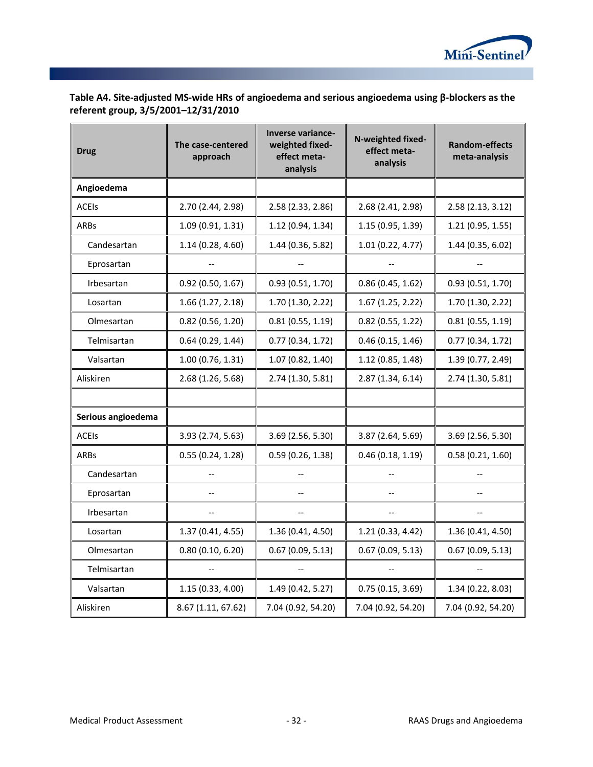**Table A4. Site-adjusted MS-wide HRs of angioedema and serious angioedema using β-blockers as the referent group, 3/5/2001–12/31/2010**

| Drug | The case-centered approach | Inverse variance-weighted fixed-effect meta-analysis | N-weighted fixed-effect meta-analysis | Random-effects meta-analysis |
|---|---|---|---|---|
| **Angioedema** | | | | |
| ACEIs | 2.70 (2.44, 2.98) | 2.58 (2.33, 2.86) | 2.68 (2.41, 2.98) | 2.58 (2.13, 3.12) |
| ARBs | 1.09 (0.91, 1.31) | 1.12 (0.94, 1.34) | 1.15 (0.95, 1.39) | 1.21 (0.95, 1.55) |
| Candesartan | 1.14 (0.28, 4.60) | 1.44 (0.36, 5.82) | 1.01 (0.22, 4.77) | 1.44 (0.35, 6.02) |
| Eprosartan | -- | -- | -- | -- |
| Irbesartan | 0.92 (0.50, 1.67) | 0.93 (0.51, 1.70) | 0.86 (0.45, 1.62) | 0.93 (0.51, 1.70) |
| Losartan | 1.66 (1.27, 2.18) | 1.70 (1.30, 2.22) | 1.67 (1.25, 2.22) | 1.70 (1.30, 2.22) |
| Olmesartan | 0.82 (0.56, 1.20) | 0.81 (0.55, 1.19) | 0.82 (0.55, 1.22) | 0.81 (0.55, 1.19) |
| Telmisartan | 0.64 (0.29, 1.44) | 0.77 (0.34, 1.72) | 0.46 (0.15, 1.46) | 0.77 (0.34, 1.72) |
| Valsartan | 1.00 (0.76, 1.31) | 1.07 (0.82, 1.40) | 1.12 (0.85, 1.48) | 1.39 (0.77, 2.49) |
| Aliskiren | 2.68 (1.26, 5.68) | 2.74 (1.30, 5.81) | 2.87 (1.34, 6.14) | 2.74 (1.30, 5.81) |
| | | | | |
| **Serious angioedema** | | | | |
| ACEIs | 3.93 (2.74, 5.63) | 3.69 (2.56, 5.30) | 3.87 (2.64, 5.69) | 3.69 (2.56, 5.30) |
| ARBs | 0.55 (0.24, 1.28) | 0.59 (0.26, 1.38) | 0.46 (0.18, 1.19) | 0.58 (0.21, 1.60) |
| Candesartan | -- | -- | -- | -- |
| Eprosartan | -- | -- | -- | -- |
| Irbesartan | -- | -- | -- | -- |
| Losartan | 1.37 (0.41, 4.55) | 1.36 (0.41, 4.50) | 1.21 (0.33, 4.42) | 1.36 (0.41, 4.50) |
| Olmesartan | 0.80 (0.10, 6.20) | 0.67 (0.09, 5.13) | 0.67 (0.09, 5.13) | 0.67 (0.09, 5.13) |
| Telmisartan | -- | -- | -- | -- |
| Valsartan | 1.15 (0.33, 4.00) | 1.49 (0.42, 5.27) | 0.75 (0.15, 3.69) | 1.34 (0.22, 8.03) |
| Aliskiren | 8.67 (1.11, 67.62) | 7.04 (0.92, 54.20) | 7.04 (0.92, 54.20) | 7.04 (0.92, 54.20) |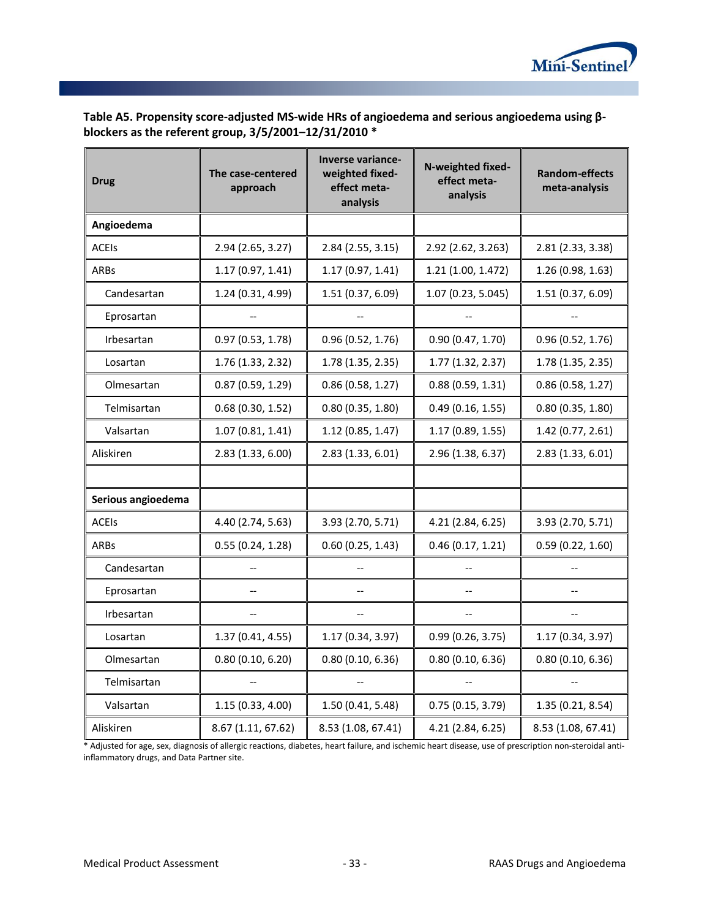**Table A5. Propensity score-adjusted MS-wide HRs of angioedema and serious angioedema using β-blockers as the referent group, 3/5/2001–12/31/2010 \***

| Drug | The case-centered approach | Inverse variance-weighted fixed-effect meta-analysis | N-weighted fixed-effect meta-analysis | Random-effects meta-analysis |
|---|---|---|---|---|
| **Angioedema** | | | | |
| ACEIs | 2.94 (2.65, 3.27) | 2.84 (2.55, 3.15) | 2.92 (2.62, 3.263) | 2.81 (2.33, 3.38) |
| ARBs | 1.17 (0.97, 1.41) | 1.17 (0.97, 1.41) | 1.21 (1.00, 1.472) | 1.26 (0.98, 1.63) |
| Candesartan | 1.24 (0.31, 4.99) | 1.51 (0.37, 6.09) | 1.07 (0.23, 5.045) | 1.51 (0.37, 6.09) |
| Eprosartan | -- | -- | -- | -- |
| Irbesartan | 0.97 (0.53, 1.78) | 0.96 (0.52, 1.76) | 0.90 (0.47, 1.70) | 0.96 (0.52, 1.76) |
| Losartan | 1.76 (1.33, 2.32) | 1.78 (1.35, 2.35) | 1.77 (1.32, 2.37) | 1.78 (1.35, 2.35) |
| Olmesartan | 0.87 (0.59, 1.29) | 0.86 (0.58, 1.27) | 0.88 (0.59, 1.31) | 0.86 (0.58, 1.27) |
| Telmisartan | 0.68 (0.30, 1.52) | 0.80 (0.35, 1.80) | 0.49 (0.16, 1.55) | 0.80 (0.35, 1.80) |
| Valsartan | 1.07 (0.81, 1.41) | 1.12 (0.85, 1.47) | 1.17 (0.89, 1.55) | 1.42 (0.77, 2.61) |
| Aliskiren | 2.83 (1.33, 6.00) | 2.83 (1.33, 6.01) | 2.96 (1.38, 6.37) | 2.83 (1.33, 6.01) |
| | | | | |
| **Serious angioedema** | | | | |
| ACEIs | 4.40 (2.74, 5.63) | 3.93 (2.70, 5.71) | 4.21 (2.84, 6.25) | 3.93 (2.70, 5.71) |
| ARBs | 0.55 (0.24, 1.28) | 0.60 (0.25, 1.43) | 0.46 (0.17, 1.21) | 0.59 (0.22, 1.60) |
| Candesartan | -- | -- | -- | -- |
| Eprosartan | -- | -- | -- | -- |
| Irbesartan | -- | -- | -- | -- |
| Losartan | 1.37 (0.41, 4.55) | 1.17 (0.34, 3.97) | 0.99 (0.26, 3.75) | 1.17 (0.34, 3.97) |
| Olmesartan | 0.80 (0.10, 6.20) | 0.80 (0.10, 6.36) | 0.80 (0.10, 6.36) | 0.80 (0.10, 6.36) |
| Telmisartan | -- | -- | -- | -- |
| Valsartan | 1.15 (0.33, 4.00) | 1.50 (0.41, 5.48) | 0.75 (0.15, 3.79) | 1.35 (0.21, 8.54) |
| Aliskiren | 8.67 (1.11, 67.62) | 8.53 (1.08, 67.41) | 4.21 (2.84, 6.25) | 8.53 (1.08, 67.41) |

\* Adjusted for age, sex, diagnosis of allergic reactions, diabetes, heart failure, and ischemic heart disease, use of prescription non-steroidal anti-inflammatory drugs, and Data Partner site.